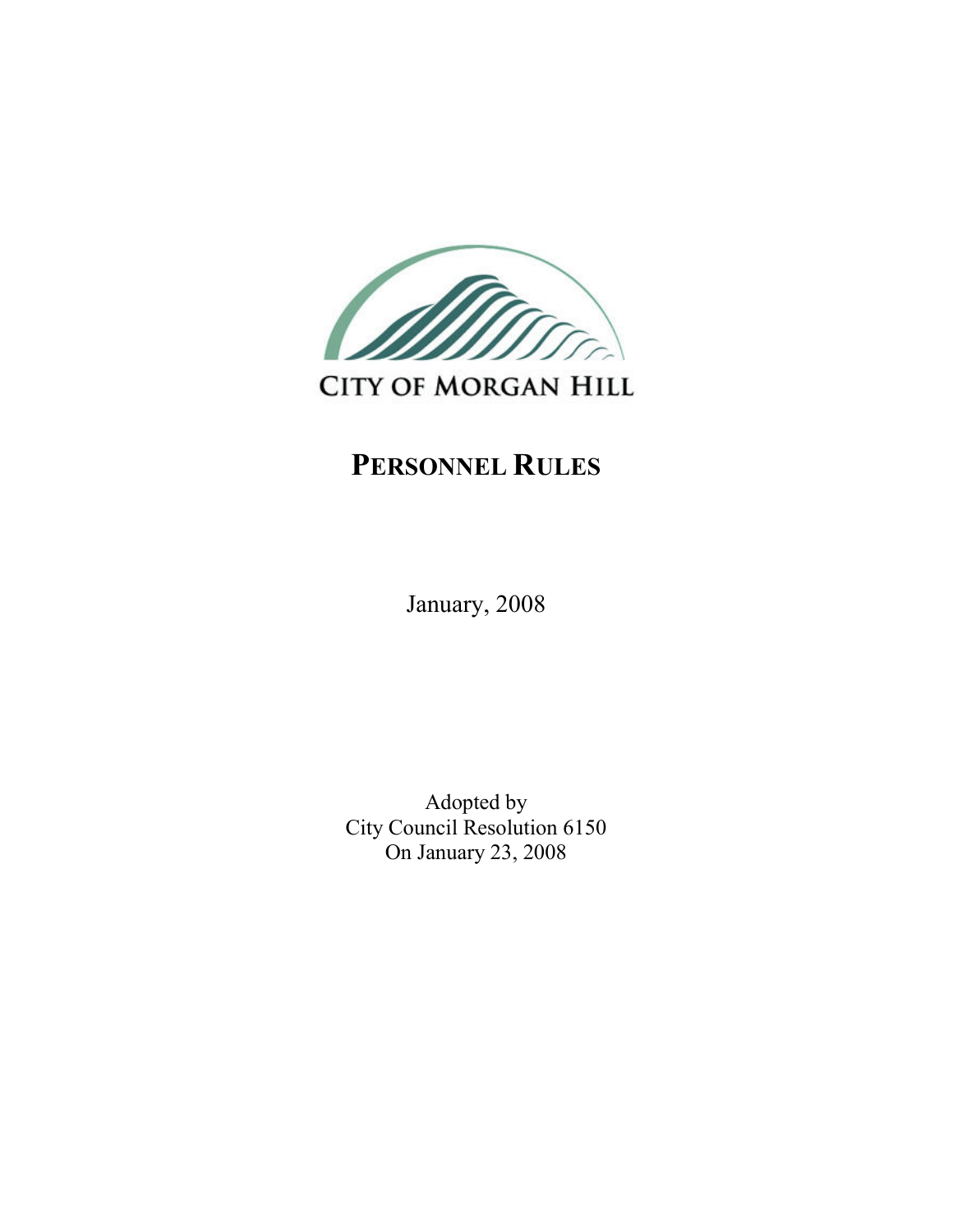CITY OF MORGAN HILL

# PERSONNEL RULES

January, 2008

Adopted by
City Council Resolution 6150
On January 23, 2008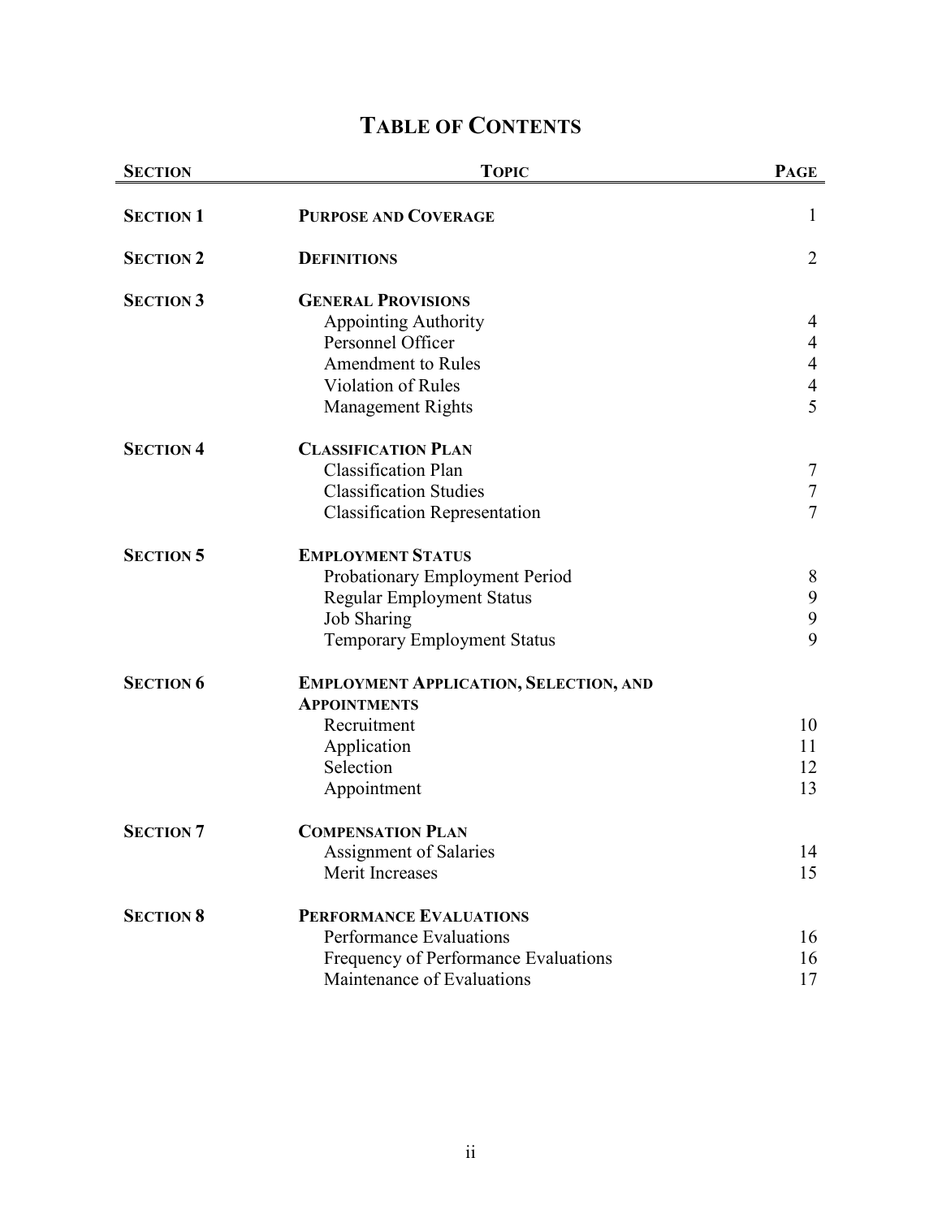# TABLE OF CONTENTS

| SECTION | TOPIC | PAGE |
|---|---|---|
| **SECTION 1** | **PURPOSE AND COVERAGE** | 1 |
| **SECTION 2** | **DEFINITIONS** | 2 |
| **SECTION 3** | **GENERAL PROVISIONS** | |
| | Appointing Authority | 4 |
| | Personnel Officer | 4 |
| | Amendment to Rules | 4 |
| | Violation of Rules | 4 |
| | Management Rights | 5 |
| **SECTION 4** | **CLASSIFICATION PLAN** | |
| | Classification Plan | 7 |
| | Classification Studies | 7 |
| | Classification Representation | 7 |
| **SECTION 5** | **EMPLOYMENT STATUS** | |
| | Probationary Employment Period | 8 |
| | Regular Employment Status | 9 |
| | Job Sharing | 9 |
| | Temporary Employment Status | 9 |
| **SECTION 6** | **EMPLOYMENT APPLICATION, SELECTION, AND APPOINTMENTS** | |
| | Recruitment | 10 |
| | Application | 11 |
| | Selection | 12 |
| | Appointment | 13 |
| **SECTION 7** | **COMPENSATION PLAN** | |
| | Assignment of Salaries | 14 |
| | Merit Increases | 15 |
| **SECTION 8** | **PERFORMANCE EVALUATIONS** | |
| | Performance Evaluations | 16 |
| | Frequency of Performance Evaluations | 16 |
| | Maintenance of Evaluations | 17 |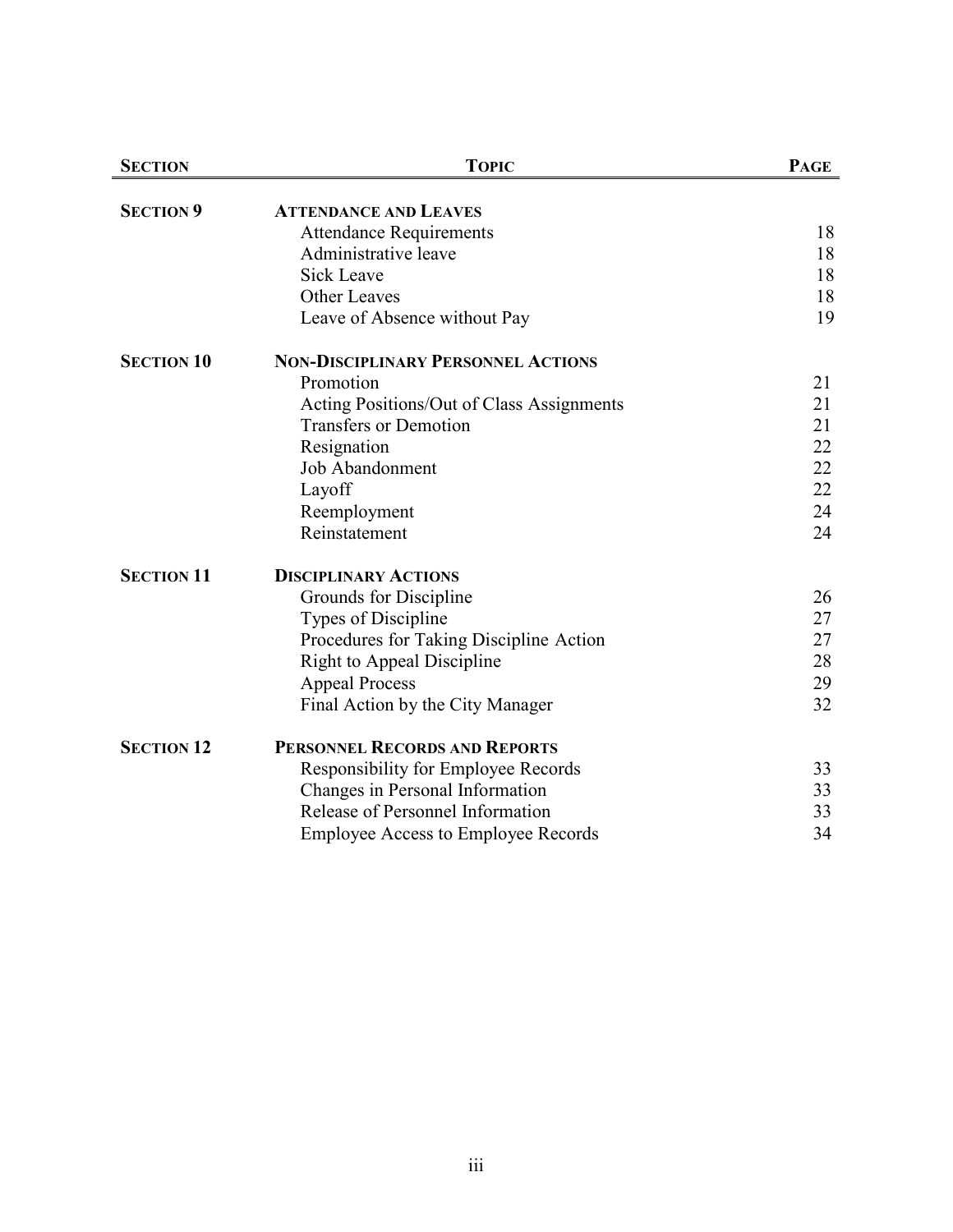| SECTION | TOPIC | PAGE |
| --- | --- | --- |
| **SECTION 9** | **ATTENDANCE AND LEAVES** | |
| | Attendance Requirements | 18 |
| | Administrative leave | 18 |
| | Sick Leave | 18 |
| | Other Leaves | 18 |
| | Leave of Absence without Pay | 19 |
| **SECTION 10** | **NON-DISCIPLINARY PERSONNEL ACTIONS** | |
| | Promotion | 21 |
| | Acting Positions/Out of Class Assignments | 21 |
| | Transfers or Demotion | 21 |
| | Resignation | 22 |
| | Job Abandonment | 22 |
| | Layoff | 22 |
| | Reemployment | 24 |
| | Reinstatement | 24 |
| **SECTION 11** | **DISCIPLINARY ACTIONS** | |
| | Grounds for Discipline | 26 |
| | Types of Discipline | 27 |
| | Procedures for Taking Discipline Action | 27 |
| | Right to Appeal Discipline | 28 |
| | Appeal Process | 29 |
| | Final Action by the City Manager | 32 |
| **SECTION 12** | **PERSONNEL RECORDS AND REPORTS** | |
| | Responsibility for Employee Records | 33 |
| | Changes in Personal Information | 33 |
| | Release of Personnel Information | 33 |
| | Employee Access to Employee Records | 34 |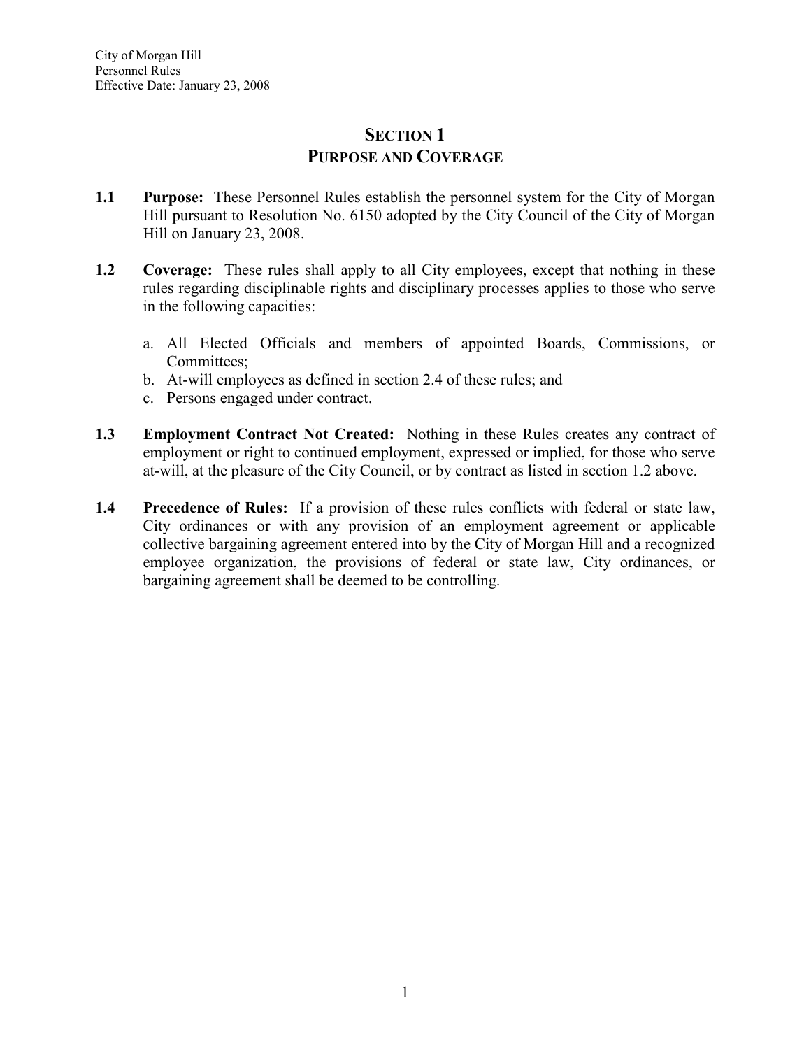## SECTION 1
## PURPOSE AND COVERAGE

**1.1 Purpose:** These Personnel Rules establish the personnel system for the City of Morgan Hill pursuant to Resolution No. 6150 adopted by the City Council of the City of Morgan Hill on January 23, 2008.

**1.2 Coverage:** These rules shall apply to all City employees, except that nothing in these rules regarding disciplinable rights and disciplinary processes applies to those who serve in the following capacities:

a. All Elected Officials and members of appointed Boards, Commissions, or Committees;
b. At-will employees as defined in section 2.4 of these rules; and
c. Persons engaged under contract.

**1.3 Employment Contract Not Created:** Nothing in these Rules creates any contract of employment or right to continued employment, expressed or implied, for those who serve at-will, at the pleasure of the City Council, or by contract as listed in section 1.2 above.

**1.4 Precedence of Rules:** If a provision of these rules conflicts with federal or state law, City ordinances or with any provision of an employment agreement or applicable collective bargaining agreement entered into by the City of Morgan Hill and a recognized employee organization, the provisions of federal or state law, City ordinances, or bargaining agreement shall be deemed to be controlling.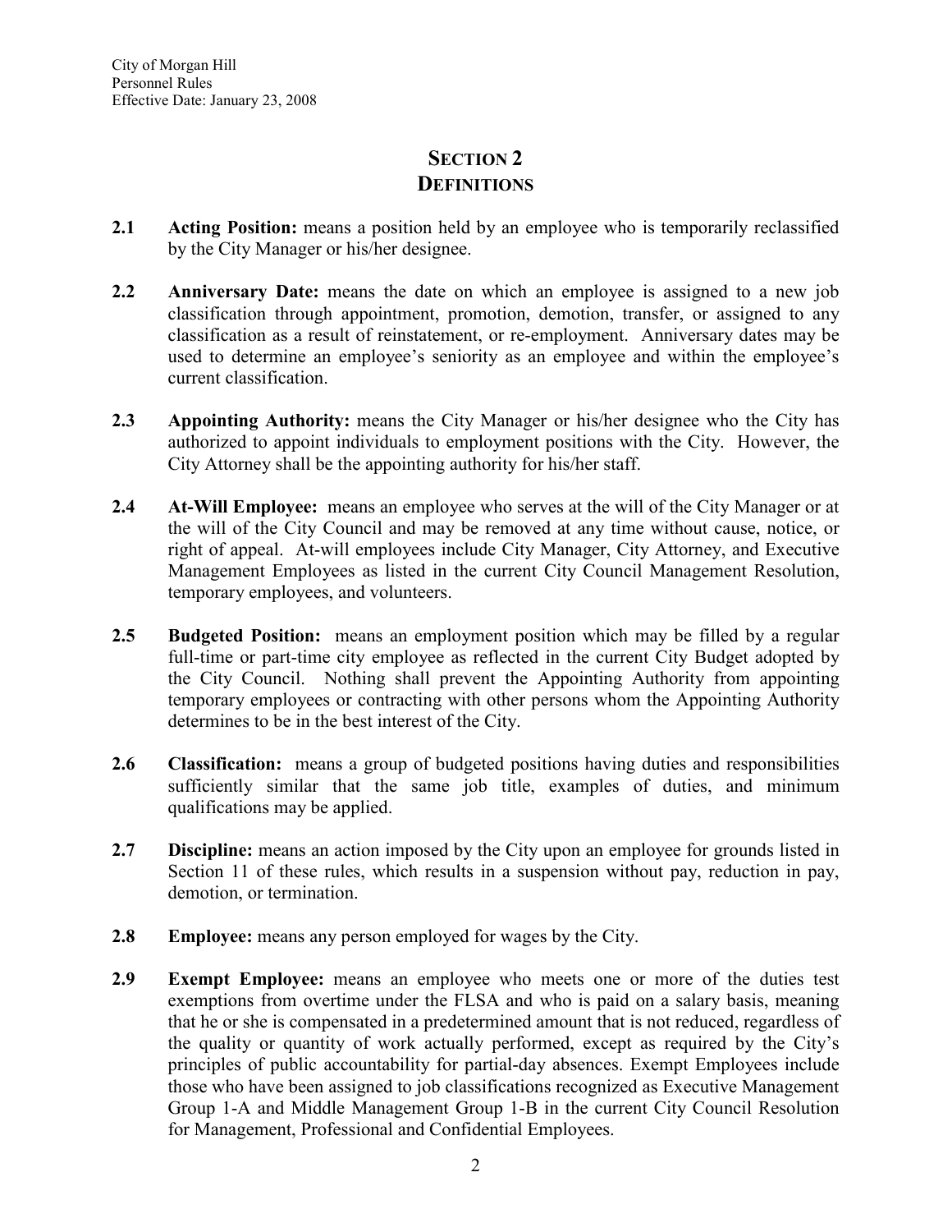# SECTION 2
# DEFINITIONS

**2.1 Acting Position:** means a position held by an employee who is temporarily reclassified by the City Manager or his/her designee.

**2.2 Anniversary Date:** means the date on which an employee is assigned to a new job classification through appointment, promotion, demotion, transfer, or assigned to any classification as a result of reinstatement, or re-employment. Anniversary dates may be used to determine an employee's seniority as an employee and within the employee's current classification.

**2.3 Appointing Authority:** means the City Manager or his/her designee who the City has authorized to appoint individuals to employment positions with the City. However, the City Attorney shall be the appointing authority for his/her staff.

**2.4 At-Will Employee:** means an employee who serves at the will of the City Manager or at the will of the City Council and may be removed at any time without cause, notice, or right of appeal. At-will employees include City Manager, City Attorney, and Executive Management Employees as listed in the current City Council Management Resolution, temporary employees, and volunteers.

**2.5 Budgeted Position:** means an employment position which may be filled by a regular full-time or part-time city employee as reflected in the current City Budget adopted by the City Council. Nothing shall prevent the Appointing Authority from appointing temporary employees or contracting with other persons whom the Appointing Authority determines to be in the best interest of the City.

**2.6 Classification:** means a group of budgeted positions having duties and responsibilities sufficiently similar that the same job title, examples of duties, and minimum qualifications may be applied.

**2.7 Discipline:** means an action imposed by the City upon an employee for grounds listed in Section 11 of these rules, which results in a suspension without pay, reduction in pay, demotion, or termination.

**2.8 Employee:** means any person employed for wages by the City.

**2.9 Exempt Employee:** means an employee who meets one or more of the duties test exemptions from overtime under the FLSA and who is paid on a salary basis, meaning that he or she is compensated in a predetermined amount that is not reduced, regardless of the quality or quantity of work actually performed, except as required by the City's principles of public accountability for partial-day absences. Exempt Employees include those who have been assigned to job classifications recognized as Executive Management Group 1-A and Middle Management Group 1-B in the current City Council Resolution for Management, Professional and Confidential Employees.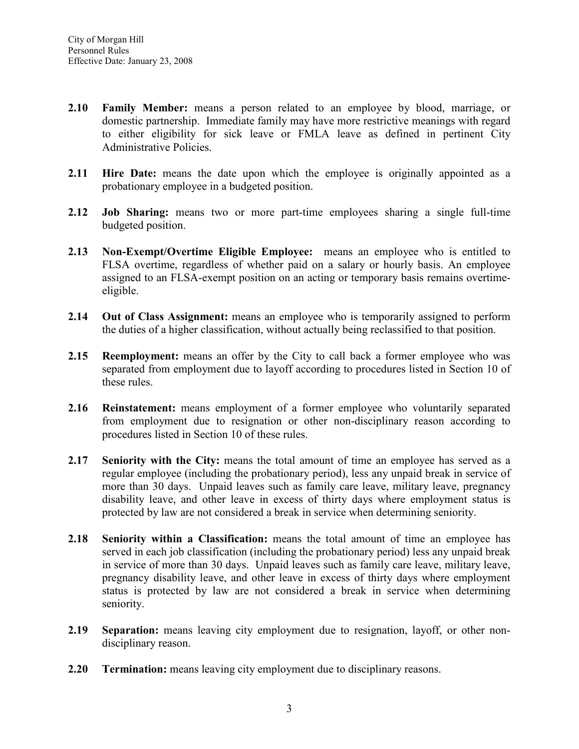**2.10 Family Member:** means a person related to an employee by blood, marriage, or domestic partnership. Immediate family may have more restrictive meanings with regard to either eligibility for sick leave or FMLA leave as defined in pertinent City Administrative Policies.

**2.11 Hire Date:** means the date upon which the employee is originally appointed as a probationary employee in a budgeted position.

**2.12 Job Sharing:** means two or more part-time employees sharing a single full-time budgeted position.

**2.13 Non-Exempt/Overtime Eligible Employee:** means an employee who is entitled to FLSA overtime, regardless of whether paid on a salary or hourly basis. An employee assigned to an FLSA-exempt position on an acting or temporary basis remains overtime-eligible.

**2.14 Out of Class Assignment:** means an employee who is temporarily assigned to perform the duties of a higher classification, without actually being reclassified to that position.

**2.15 Reemployment:** means an offer by the City to call back a former employee who was separated from employment due to layoff according to procedures listed in Section 10 of these rules.

**2.16 Reinstatement:** means employment of a former employee who voluntarily separated from employment due to resignation or other non-disciplinary reason according to procedures listed in Section 10 of these rules.

**2.17 Seniority with the City:** means the total amount of time an employee has served as a regular employee (including the probationary period), less any unpaid break in service of more than 30 days. Unpaid leaves such as family care leave, military leave, pregnancy disability leave, and other leave in excess of thirty days where employment status is protected by law are not considered a break in service when determining seniority.

**2.18 Seniority within a Classification:** means the total amount of time an employee has served in each job classification (including the probationary period) less any unpaid break in service of more than 30 days. Unpaid leaves such as family care leave, military leave, pregnancy disability leave, and other leave in excess of thirty days where employment status is protected by law are not considered a break in service when determining seniority.

**2.19 Separation:** means leaving city employment due to resignation, layoff, or other non-disciplinary reason.

**2.20 Termination:** means leaving city employment due to disciplinary reasons.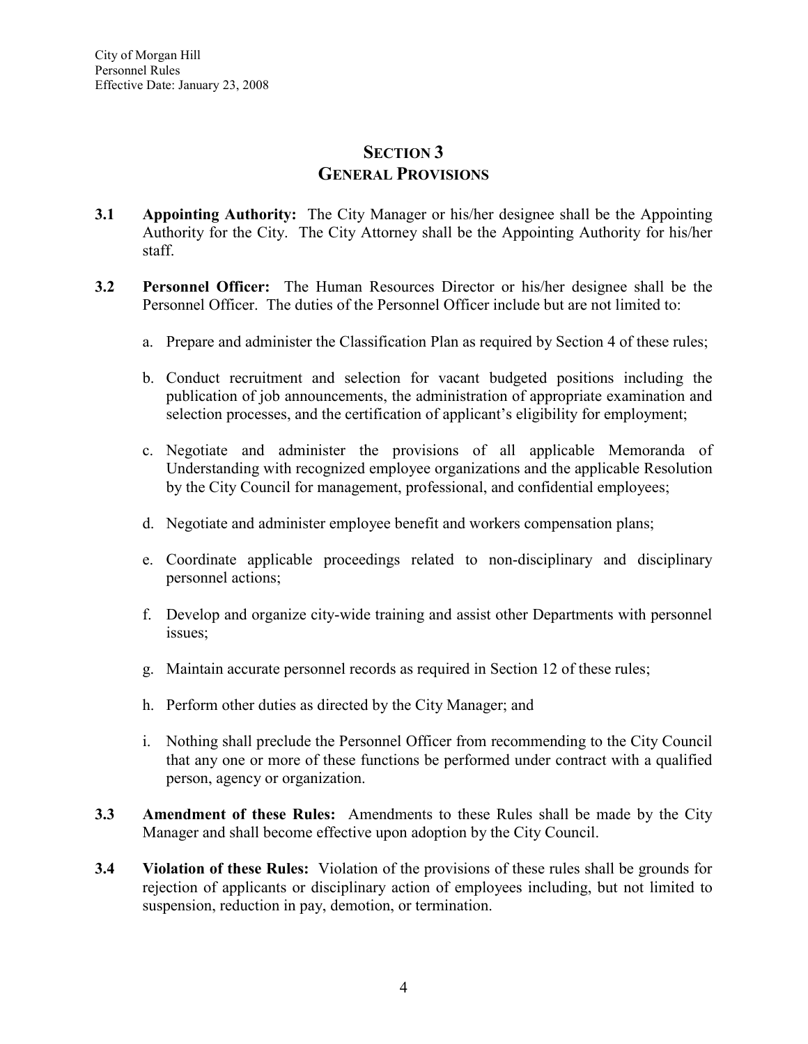# SECTION 3
# GENERAL PROVISIONS

**3.1 Appointing Authority:** The City Manager or his/her designee shall be the Appointing Authority for the City. The City Attorney shall be the Appointing Authority for his/her staff.

**3.2 Personnel Officer:** The Human Resources Director or his/her designee shall be the Personnel Officer. The duties of the Personnel Officer include but are not limited to:

a. Prepare and administer the Classification Plan as required by Section 4 of these rules;

b. Conduct recruitment and selection for vacant budgeted positions including the publication of job announcements, the administration of appropriate examination and selection processes, and the certification of applicant's eligibility for employment;

c. Negotiate and administer the provisions of all applicable Memoranda of Understanding with recognized employee organizations and the applicable Resolution by the City Council for management, professional, and confidential employees;

d. Negotiate and administer employee benefit and workers compensation plans;

e. Coordinate applicable proceedings related to non-disciplinary and disciplinary personnel actions;

f. Develop and organize city-wide training and assist other Departments with personnel issues;

g. Maintain accurate personnel records as required in Section 12 of these rules;

h. Perform other duties as directed by the City Manager; and

i. Nothing shall preclude the Personnel Officer from recommending to the City Council that any one or more of these functions be performed under contract with a qualified person, agency or organization.

**3.3 Amendment of these Rules:** Amendments to these Rules shall be made by the City Manager and shall become effective upon adoption by the City Council.

**3.4 Violation of these Rules:** Violation of the provisions of these rules shall be grounds for rejection of applicants or disciplinary action of employees including, but not limited to suspension, reduction in pay, demotion, or termination.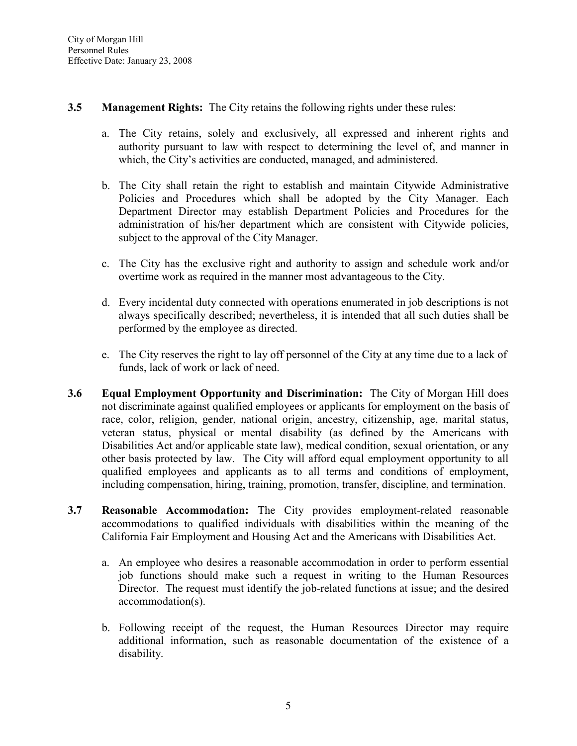**3.5 Management Rights:** The City retains the following rights under these rules:

a. The City retains, solely and exclusively, all expressed and inherent rights and authority pursuant to law with respect to determining the level of, and manner in which, the City's activities are conducted, managed, and administered.

b. The City shall retain the right to establish and maintain Citywide Administrative Policies and Procedures which shall be adopted by the City Manager. Each Department Director may establish Department Policies and Procedures for the administration of his/her department which are consistent with Citywide policies, subject to the approval of the City Manager.

c. The City has the exclusive right and authority to assign and schedule work and/or overtime work as required in the manner most advantageous to the City.

d. Every incidental duty connected with operations enumerated in job descriptions is not always specifically described; nevertheless, it is intended that all such duties shall be performed by the employee as directed.

e. The City reserves the right to lay off personnel of the City at any time due to a lack of funds, lack of work or lack of need.

**3.6 Equal Employment Opportunity and Discrimination:** The City of Morgan Hill does not discriminate against qualified employees or applicants for employment on the basis of race, color, religion, gender, national origin, ancestry, citizenship, age, marital status, veteran status, physical or mental disability (as defined by the Americans with Disabilities Act and/or applicable state law), medical condition, sexual orientation, or any other basis protected by law. The City will afford equal employment opportunity to all qualified employees and applicants as to all terms and conditions of employment, including compensation, hiring, training, promotion, transfer, discipline, and termination.

**3.7 Reasonable Accommodation:** The City provides employment-related reasonable accommodations to qualified individuals with disabilities within the meaning of the California Fair Employment and Housing Act and the Americans with Disabilities Act.

a. An employee who desires a reasonable accommodation in order to perform essential job functions should make such a request in writing to the Human Resources Director. The request must identify the job-related functions at issue; and the desired accommodation(s).

b. Following receipt of the request, the Human Resources Director may require additional information, such as reasonable documentation of the existence of a disability.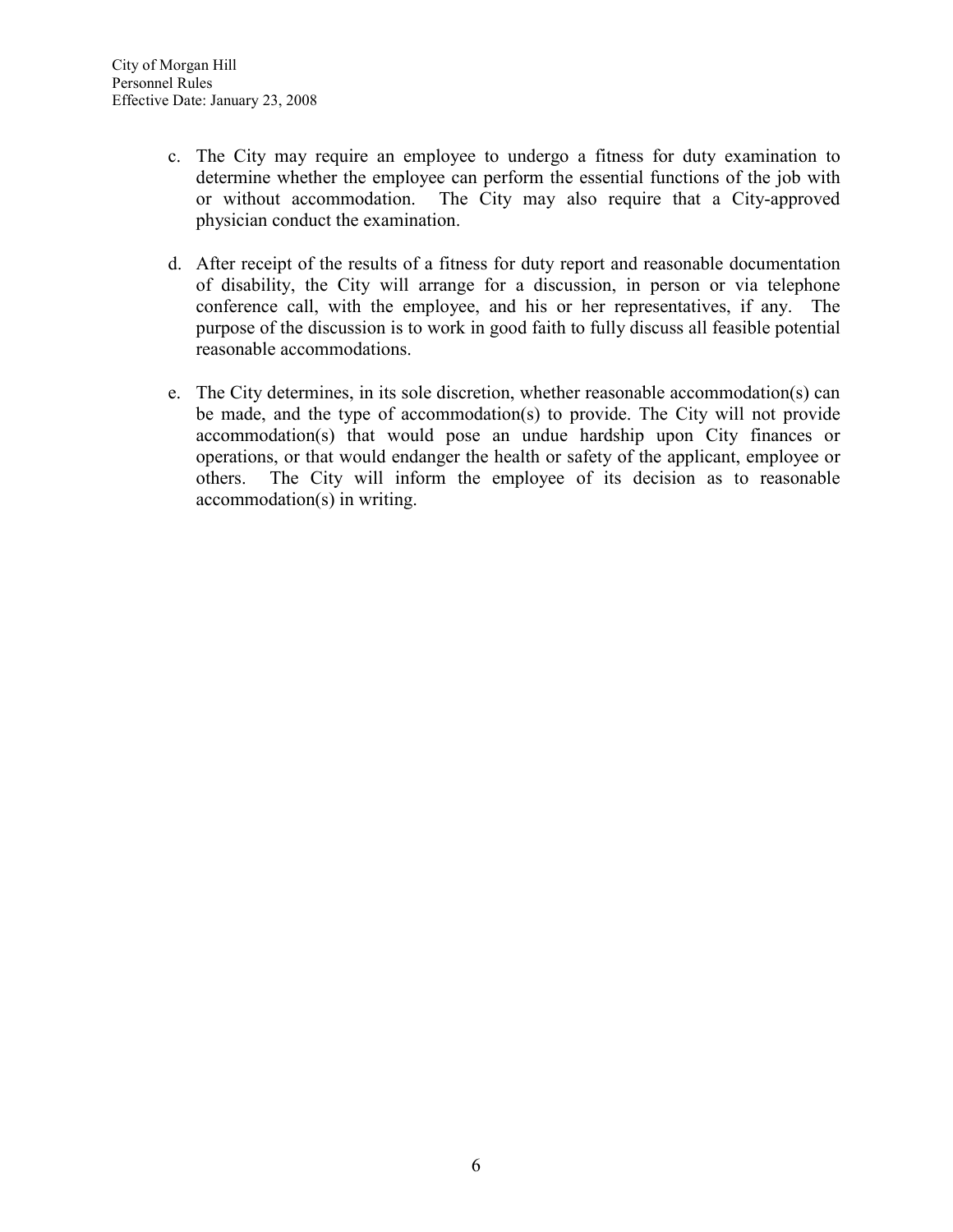c. The City may require an employee to undergo a fitness for duty examination to determine whether the employee can perform the essential functions of the job with or without accommodation. The City may also require that a City-approved physician conduct the examination.

d. After receipt of the results of a fitness for duty report and reasonable documentation of disability, the City will arrange for a discussion, in person or via telephone conference call, with the employee, and his or her representatives, if any. The purpose of the discussion is to work in good faith to fully discuss all feasible potential reasonable accommodations.

e. The City determines, in its sole discretion, whether reasonable accommodation(s) can be made, and the type of accommodation(s) to provide. The City will not provide accommodation(s) that would pose an undue hardship upon City finances or operations, or that would endanger the health or safety of the applicant, employee or others. The City will inform the employee of its decision as to reasonable accommodation(s) in writing.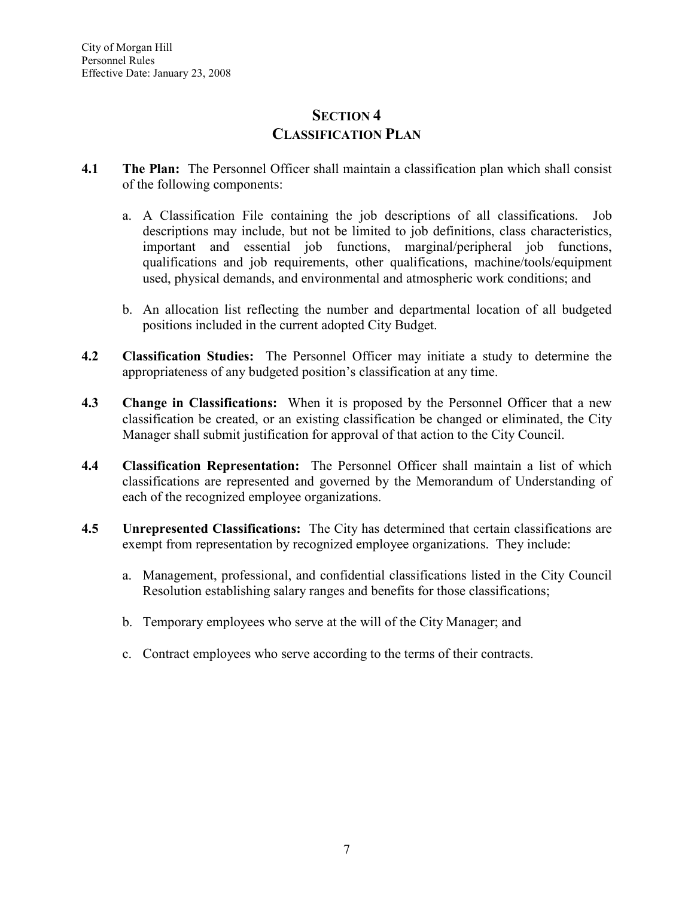# SECTION 4
# CLASSIFICATION PLAN

**4.1 The Plan:** The Personnel Officer shall maintain a classification plan which shall consist of the following components:

a. A Classification File containing the job descriptions of all classifications. Job descriptions may include, but not be limited to job definitions, class characteristics, important and essential job functions, marginal/peripheral job functions, qualifications and job requirements, other qualifications, machine/tools/equipment used, physical demands, and environmental and atmospheric work conditions; and

b. An allocation list reflecting the number and departmental location of all budgeted positions included in the current adopted City Budget.

**4.2 Classification Studies:** The Personnel Officer may initiate a study to determine the appropriateness of any budgeted position's classification at any time.

**4.3 Change in Classifications:** When it is proposed by the Personnel Officer that a new classification be created, or an existing classification be changed or eliminated, the City Manager shall submit justification for approval of that action to the City Council.

**4.4 Classification Representation:** The Personnel Officer shall maintain a list of which classifications are represented and governed by the Memorandum of Understanding of each of the recognized employee organizations.

**4.5 Unrepresented Classifications:** The City has determined that certain classifications are exempt from representation by recognized employee organizations. They include:

a. Management, professional, and confidential classifications listed in the City Council Resolution establishing salary ranges and benefits for those classifications;

b. Temporary employees who serve at the will of the City Manager; and

c. Contract employees who serve according to the terms of their contracts.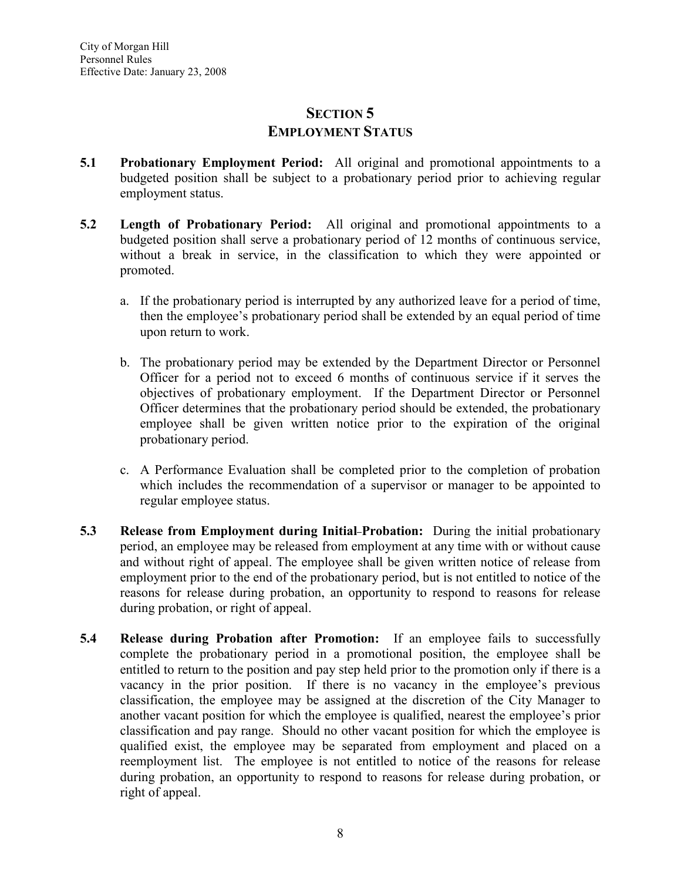## SECTION 5
## EMPLOYMENT STATUS

**5.1 Probationary Employment Period:** All original and promotional appointments to a budgeted position shall be subject to a probationary period prior to achieving regular employment status.

**5.2 Length of Probationary Period:** All original and promotional appointments to a budgeted position shall serve a probationary period of 12 months of continuous service, without a break in service, in the classification to which they were appointed or promoted.

a. If the probationary period is interrupted by any authorized leave for a period of time, then the employee's probationary period shall be extended by an equal period of time upon return to work.

b. The probationary period may be extended by the Department Director or Personnel Officer for a period not to exceed 6 months of continuous service if it serves the objectives of probationary employment. If the Department Director or Personnel Officer determines that the probationary period should be extended, the probationary employee shall be given written notice prior to the expiration of the original probationary period.

c. A Performance Evaluation shall be completed prior to the completion of probation which includes the recommendation of a supervisor or manager to be appointed to regular employee status.

**5.3 Release from Employment during Initial Probation:** During the initial probationary period, an employee may be released from employment at any time with or without cause and without right of appeal. The employee shall be given written notice of release from employment prior to the end of the probationary period, but is not entitled to notice of the reasons for release during probation, an opportunity to respond to reasons for release during probation, or right of appeal.

**5.4 Release during Probation after Promotion:** If an employee fails to successfully complete the probationary period in a promotional position, the employee shall be entitled to return to the position and pay step held prior to the promotion only if there is a vacancy in the prior position. If there is no vacancy in the employee's previous classification, the employee may be assigned at the discretion of the City Manager to another vacant position for which the employee is qualified, nearest the employee's prior classification and pay range. Should no other vacant position for which the employee is qualified exist, the employee may be separated from employment and placed on a reemployment list. The employee is not entitled to notice of the reasons for release during probation, an opportunity to respond to reasons for release during probation, or right of appeal.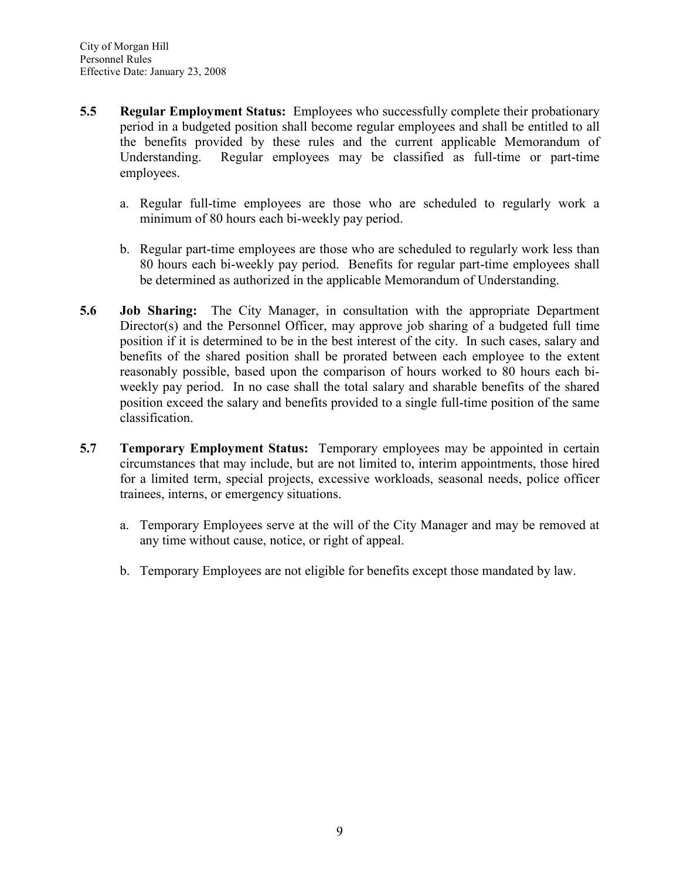**5.5 Regular Employment Status:** Employees who successfully complete their probationary period in a budgeted position shall become regular employees and shall be entitled to all the benefits provided by these rules and the current applicable Memorandum of Understanding. Regular employees may be classified as full-time or part-time employees.

a. Regular full-time employees are those who are scheduled to regularly work a minimum of 80 hours each bi-weekly pay period.

b. Regular part-time employees are those who are scheduled to regularly work less than 80 hours each bi-weekly pay period. Benefits for regular part-time employees shall be determined as authorized in the applicable Memorandum of Understanding.

**5.6 Job Sharing:** The City Manager, in consultation with the appropriate Department Director(s) and the Personnel Officer, may approve job sharing of a budgeted full time position if it is determined to be in the best interest of the city. In such cases, salary and benefits of the shared position shall be prorated between each employee to the extent reasonably possible, based upon the comparison of hours worked to 80 hours each bi-weekly pay period. In no case shall the total salary and sharable benefits of the shared position exceed the salary and benefits provided to a single full-time position of the same classification.

**5.7 Temporary Employment Status:** Temporary employees may be appointed in certain circumstances that may include, but are not limited to, interim appointments, those hired for a limited term, special projects, excessive workloads, seasonal needs, police officer trainees, interns, or emergency situations.

a. Temporary Employees serve at the will of the City Manager and may be removed at any time without cause, notice, or right of appeal.

b. Temporary Employees are not eligible for benefits except those mandated by law.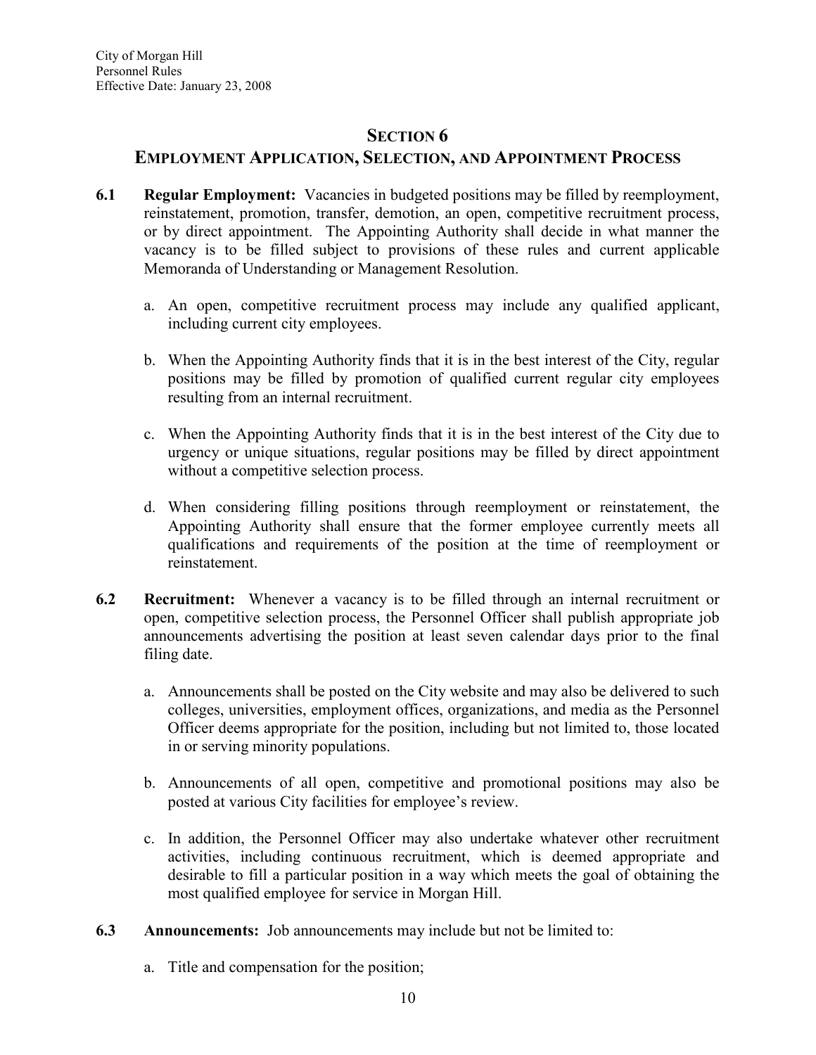## SECTION 6

## EMPLOYMENT APPLICATION, SELECTION, AND APPOINTMENT PROCESS

**6.1 Regular Employment:** Vacancies in budgeted positions may be filled by reemployment, reinstatement, promotion, transfer, demotion, an open, competitive recruitment process, or by direct appointment. The Appointing Authority shall decide in what manner the vacancy is to be filled subject to provisions of these rules and current applicable Memoranda of Understanding or Management Resolution.

a. An open, competitive recruitment process may include any qualified applicant, including current city employees.

b. When the Appointing Authority finds that it is in the best interest of the City, regular positions may be filled by promotion of qualified current regular city employees resulting from an internal recruitment.

c. When the Appointing Authority finds that it is in the best interest of the City due to urgency or unique situations, regular positions may be filled by direct appointment without a competitive selection process.

d. When considering filling positions through reemployment or reinstatement, the Appointing Authority shall ensure that the former employee currently meets all qualifications and requirements of the position at the time of reemployment or reinstatement.

**6.2 Recruitment:** Whenever a vacancy is to be filled through an internal recruitment or open, competitive selection process, the Personnel Officer shall publish appropriate job announcements advertising the position at least seven calendar days prior to the final filing date.

a. Announcements shall be posted on the City website and may also be delivered to such colleges, universities, employment offices, organizations, and media as the Personnel Officer deems appropriate for the position, including but not limited to, those located in or serving minority populations.

b. Announcements of all open, competitive and promotional positions may also be posted at various City facilities for employee's review.

c. In addition, the Personnel Officer may also undertake whatever other recruitment activities, including continuous recruitment, which is deemed appropriate and desirable to fill a particular position in a way which meets the goal of obtaining the most qualified employee for service in Morgan Hill.

**6.3 Announcements:** Job announcements may include but not be limited to:

a. Title and compensation for the position;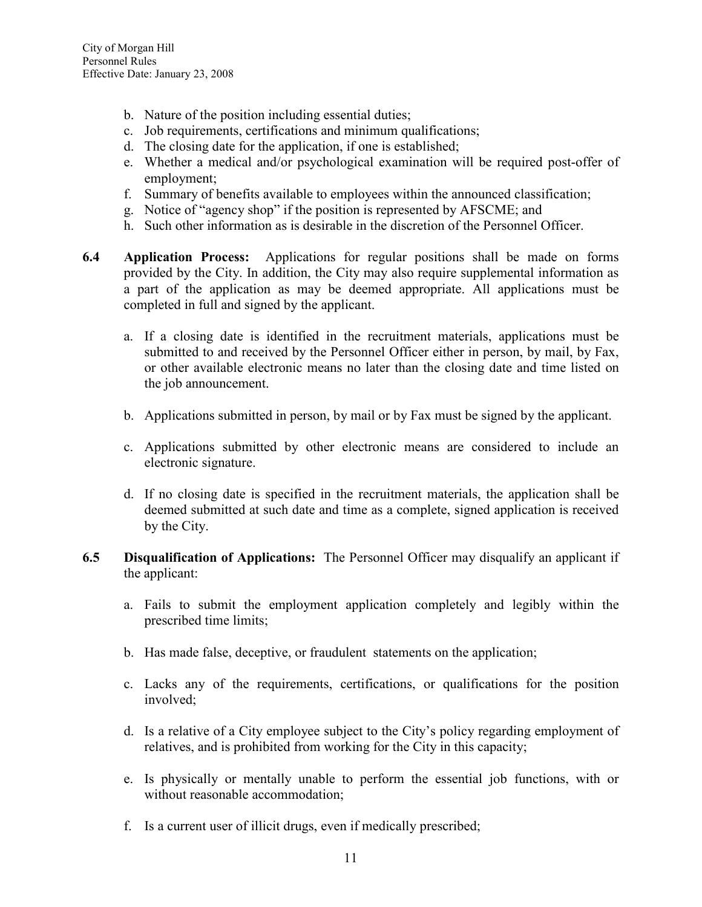b. Nature of the position including essential duties;
c. Job requirements, certifications and minimum qualifications;
d. The closing date for the application, if one is established;
e. Whether a medical and/or psychological examination will be required post-offer of employment;
f. Summary of benefits available to employees within the announced classification;
g. Notice of "agency shop" if the position is represented by AFSCME; and
h. Such other information as is desirable in the discretion of the Personnel Officer.

**6.4 Application Process:** Applications for regular positions shall be made on forms provided by the City. In addition, the City may also require supplemental information as a part of the application as may be deemed appropriate. All applications must be completed in full and signed by the applicant.

a. If a closing date is identified in the recruitment materials, applications must be submitted to and received by the Personnel Officer either in person, by mail, by Fax, or other available electronic means no later than the closing date and time listed on the job announcement.

b. Applications submitted in person, by mail or by Fax must be signed by the applicant.

c. Applications submitted by other electronic means are considered to include an electronic signature.

d. If no closing date is specified in the recruitment materials, the application shall be deemed submitted at such date and time as a complete, signed application is received by the City.

**6.5 Disqualification of Applications:** The Personnel Officer may disqualify an applicant if the applicant:

a. Fails to submit the employment application completely and legibly within the prescribed time limits;

b. Has made false, deceptive, or fraudulent statements on the application;

c. Lacks any of the requirements, certifications, or qualifications for the position involved;

d. Is a relative of a City employee subject to the City's policy regarding employment of relatives, and is prohibited from working for the City in this capacity;

e. Is physically or mentally unable to perform the essential job functions, with or without reasonable accommodation;

f. Is a current user of illicit drugs, even if medically prescribed;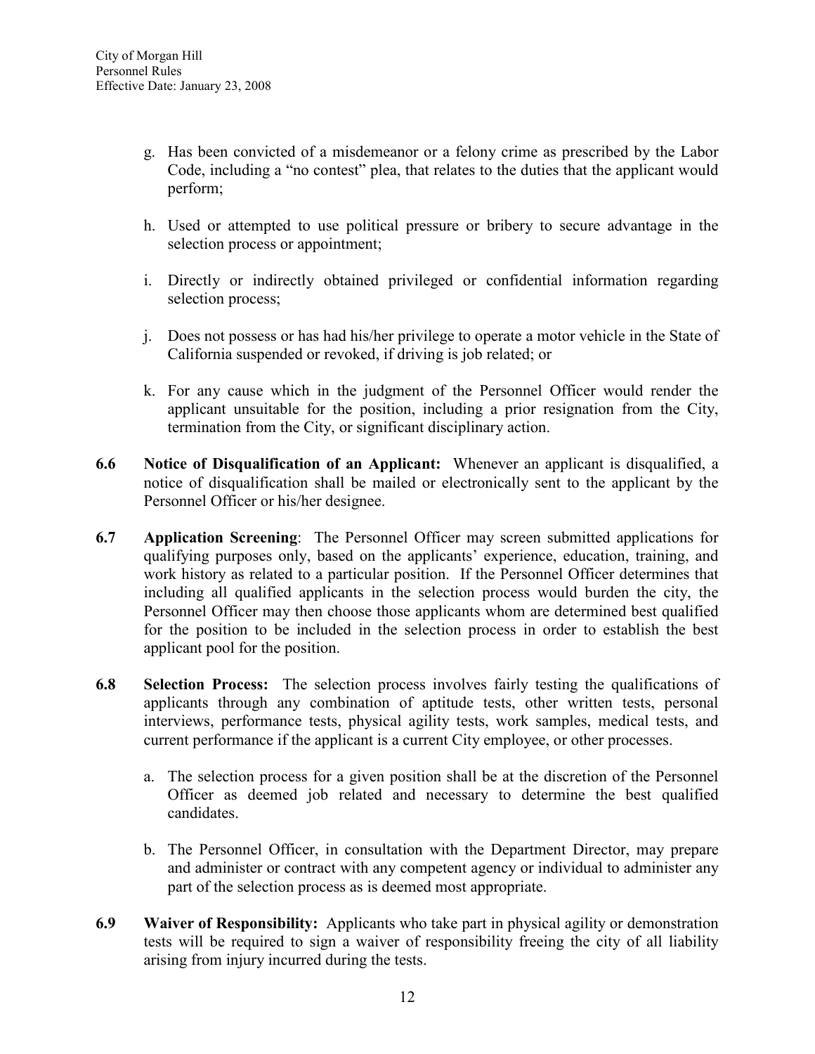g. Has been convicted of a misdemeanor or a felony crime as prescribed by the Labor Code, including a "no contest" plea, that relates to the duties that the applicant would perform;

h. Used or attempted to use political pressure or bribery to secure advantage in the selection process or appointment;

i. Directly or indirectly obtained privileged or confidential information regarding selection process;

j. Does not possess or has had his/her privilege to operate a motor vehicle in the State of California suspended or revoked, if driving is job related; or

k. For any cause which in the judgment of the Personnel Officer would render the applicant unsuitable for the position, including a prior resignation from the City, termination from the City, or significant disciplinary action.

**6.6 Notice of Disqualification of an Applicant:** Whenever an applicant is disqualified, a notice of disqualification shall be mailed or electronically sent to the applicant by the Personnel Officer or his/her designee.

**6.7 Application Screening**: The Personnel Officer may screen submitted applications for qualifying purposes only, based on the applicants' experience, education, training, and work history as related to a particular position. If the Personnel Officer determines that including all qualified applicants in the selection process would burden the city, the Personnel Officer may then choose those applicants whom are determined best qualified for the position to be included in the selection process in order to establish the best applicant pool for the position.

**6.8 Selection Process:** The selection process involves fairly testing the qualifications of applicants through any combination of aptitude tests, other written tests, personal interviews, performance tests, physical agility tests, work samples, medical tests, and current performance if the applicant is a current City employee, or other processes.

a. The selection process for a given position shall be at the discretion of the Personnel Officer as deemed job related and necessary to determine the best qualified candidates.

b. The Personnel Officer, in consultation with the Department Director, may prepare and administer or contract with any competent agency or individual to administer any part of the selection process as is deemed most appropriate.

**6.9 Waiver of Responsibility:** Applicants who take part in physical agility or demonstration tests will be required to sign a waiver of responsibility freeing the city of all liability arising from injury incurred during the tests.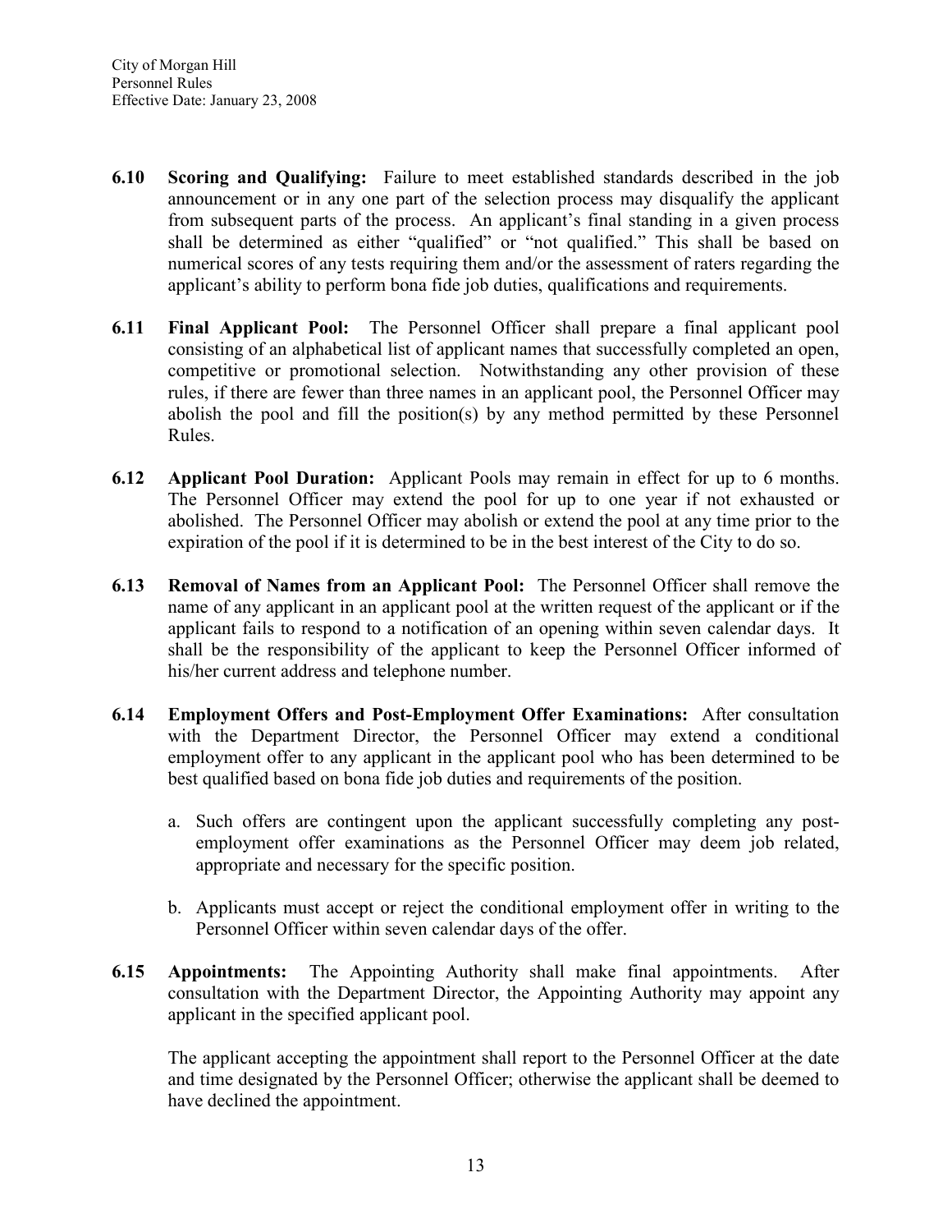**6.10 Scoring and Qualifying:** Failure to meet established standards described in the job announcement or in any one part of the selection process may disqualify the applicant from subsequent parts of the process. An applicant's final standing in a given process shall be determined as either "qualified" or "not qualified." This shall be based on numerical scores of any tests requiring them and/or the assessment of raters regarding the applicant's ability to perform bona fide job duties, qualifications and requirements.

**6.11 Final Applicant Pool:** The Personnel Officer shall prepare a final applicant pool consisting of an alphabetical list of applicant names that successfully completed an open, competitive or promotional selection. Notwithstanding any other provision of these rules, if there are fewer than three names in an applicant pool, the Personnel Officer may abolish the pool and fill the position(s) by any method permitted by these Personnel Rules.

**6.12 Applicant Pool Duration:** Applicant Pools may remain in effect for up to 6 months. The Personnel Officer may extend the pool for up to one year if not exhausted or abolished. The Personnel Officer may abolish or extend the pool at any time prior to the expiration of the pool if it is determined to be in the best interest of the City to do so.

**6.13 Removal of Names from an Applicant Pool:** The Personnel Officer shall remove the name of any applicant in an applicant pool at the written request of the applicant or if the applicant fails to respond to a notification of an opening within seven calendar days. It shall be the responsibility of the applicant to keep the Personnel Officer informed of his/her current address and telephone number.

**6.14 Employment Offers and Post-Employment Offer Examinations:** After consultation with the Department Director, the Personnel Officer may extend a conditional employment offer to any applicant in the applicant pool who has been determined to be best qualified based on bona fide job duties and requirements of the position.

a. Such offers are contingent upon the applicant successfully completing any post-employment offer examinations as the Personnel Officer may deem job related, appropriate and necessary for the specific position.

b. Applicants must accept or reject the conditional employment offer in writing to the Personnel Officer within seven calendar days of the offer.

**6.15 Appointments:** The Appointing Authority shall make final appointments. After consultation with the Department Director, the Appointing Authority may appoint any applicant in the specified applicant pool.

The applicant accepting the appointment shall report to the Personnel Officer at the date and time designated by the Personnel Officer; otherwise the applicant shall be deemed to have declined the appointment.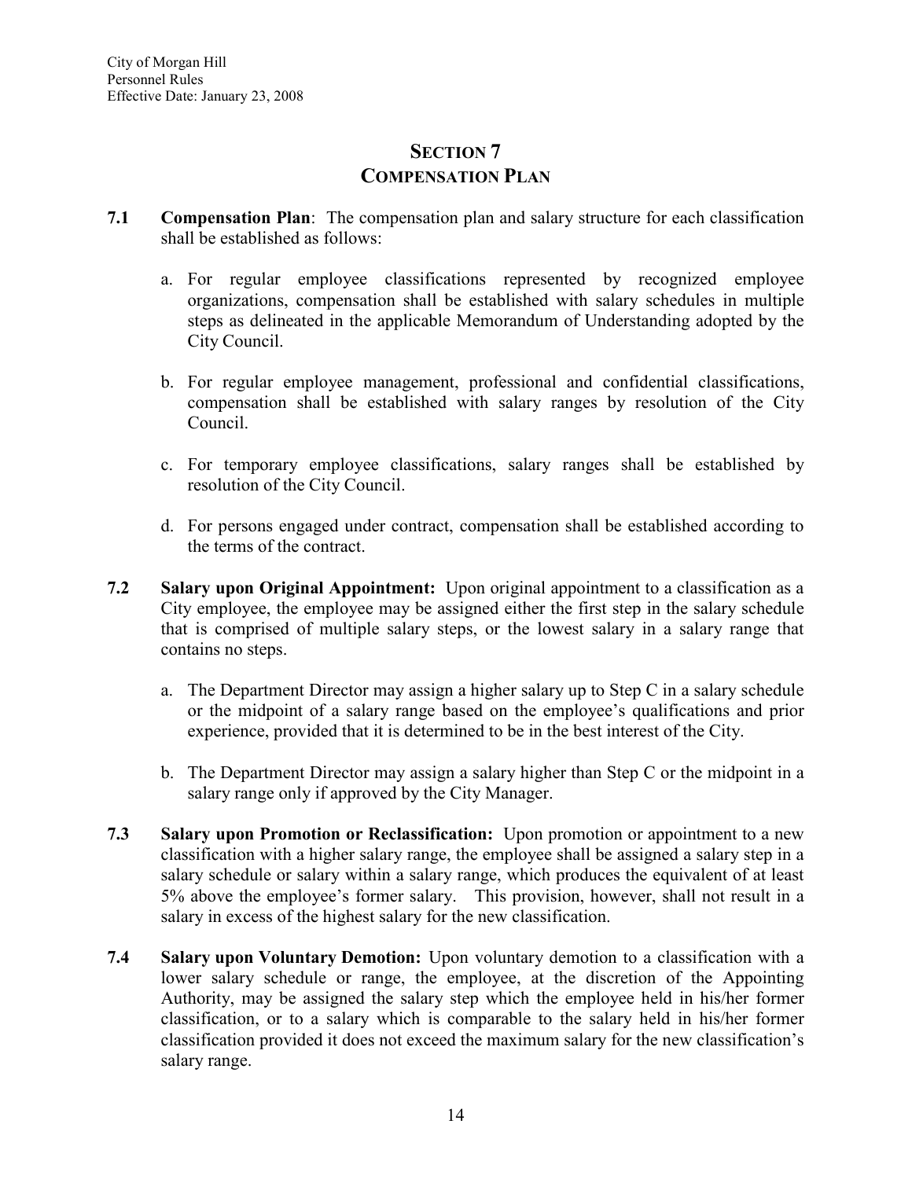## SECTION 7
## COMPENSATION PLAN

**7.1 Compensation Plan**: The compensation plan and salary structure for each classification shall be established as follows:

a. For regular employee classifications represented by recognized employee organizations, compensation shall be established with salary schedules in multiple steps as delineated in the applicable Memorandum of Understanding adopted by the City Council.

b. For regular employee management, professional and confidential classifications, compensation shall be established with salary ranges by resolution of the City Council.

c. For temporary employee classifications, salary ranges shall be established by resolution of the City Council.

d. For persons engaged under contract, compensation shall be established according to the terms of the contract.

**7.2 Salary upon Original Appointment:** Upon original appointment to a classification as a City employee, the employee may be assigned either the first step in the salary schedule that is comprised of multiple salary steps, or the lowest salary in a salary range that contains no steps.

a. The Department Director may assign a higher salary up to Step C in a salary schedule or the midpoint of a salary range based on the employee's qualifications and prior experience, provided that it is determined to be in the best interest of the City.

b. The Department Director may assign a salary higher than Step C or the midpoint in a salary range only if approved by the City Manager.

**7.3 Salary upon Promotion or Reclassification:** Upon promotion or appointment to a new classification with a higher salary range, the employee shall be assigned a salary step in a salary schedule or salary within a salary range, which produces the equivalent of at least 5% above the employee's former salary. This provision, however, shall not result in a salary in excess of the highest salary for the new classification.

**7.4 Salary upon Voluntary Demotion:** Upon voluntary demotion to a classification with a lower salary schedule or range, the employee, at the discretion of the Appointing Authority, may be assigned the salary step which the employee held in his/her former classification, or to a salary which is comparable to the salary held in his/her former classification provided it does not exceed the maximum salary for the new classification's salary range.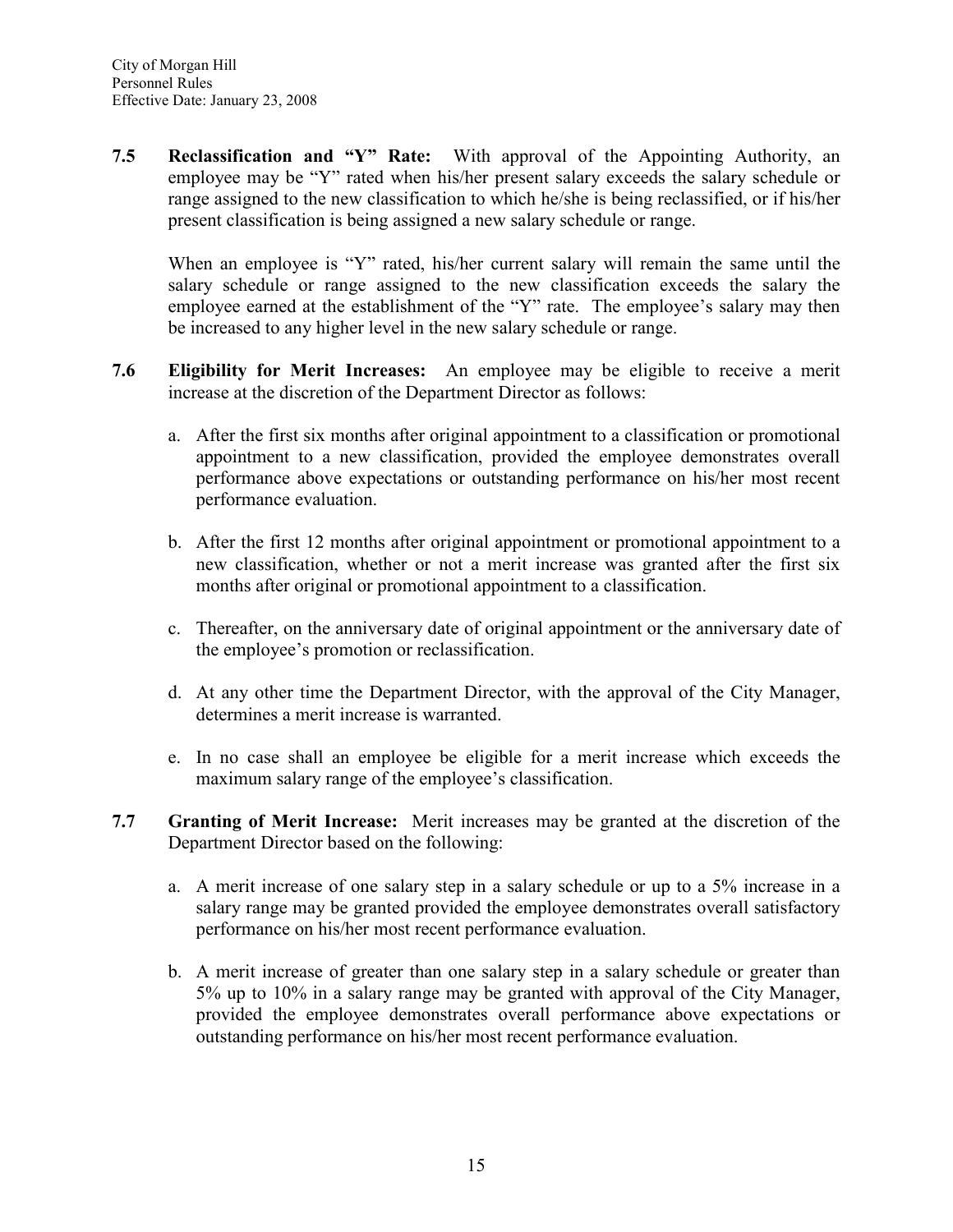**7.5 Reclassification and "Y" Rate:** With approval of the Appointing Authority, an employee may be "Y" rated when his/her present salary exceeds the salary schedule or range assigned to the new classification to which he/she is being reclassified, or if his/her present classification is being assigned a new salary schedule or range.

When an employee is "Y" rated, his/her current salary will remain the same until the salary schedule or range assigned to the new classification exceeds the salary the employee earned at the establishment of the "Y" rate. The employee's salary may then be increased to any higher level in the new salary schedule or range.

**7.6 Eligibility for Merit Increases:** An employee may be eligible to receive a merit increase at the discretion of the Department Director as follows:

a. After the first six months after original appointment to a classification or promotional appointment to a new classification, provided the employee demonstrates overall performance above expectations or outstanding performance on his/her most recent performance evaluation.

b. After the first 12 months after original appointment or promotional appointment to a new classification, whether or not a merit increase was granted after the first six months after original or promotional appointment to a classification.

c. Thereafter, on the anniversary date of original appointment or the anniversary date of the employee's promotion or reclassification.

d. At any other time the Department Director, with the approval of the City Manager, determines a merit increase is warranted.

e. In no case shall an employee be eligible for a merit increase which exceeds the maximum salary range of the employee's classification.

**7.7 Granting of Merit Increase:** Merit increases may be granted at the discretion of the Department Director based on the following:

a. A merit increase of one salary step in a salary schedule or up to a 5% increase in a salary range may be granted provided the employee demonstrates overall satisfactory performance on his/her most recent performance evaluation.

b. A merit increase of greater than one salary step in a salary schedule or greater than 5% up to 10% in a salary range may be granted with approval of the City Manager, provided the employee demonstrates overall performance above expectations or outstanding performance on his/her most recent performance evaluation.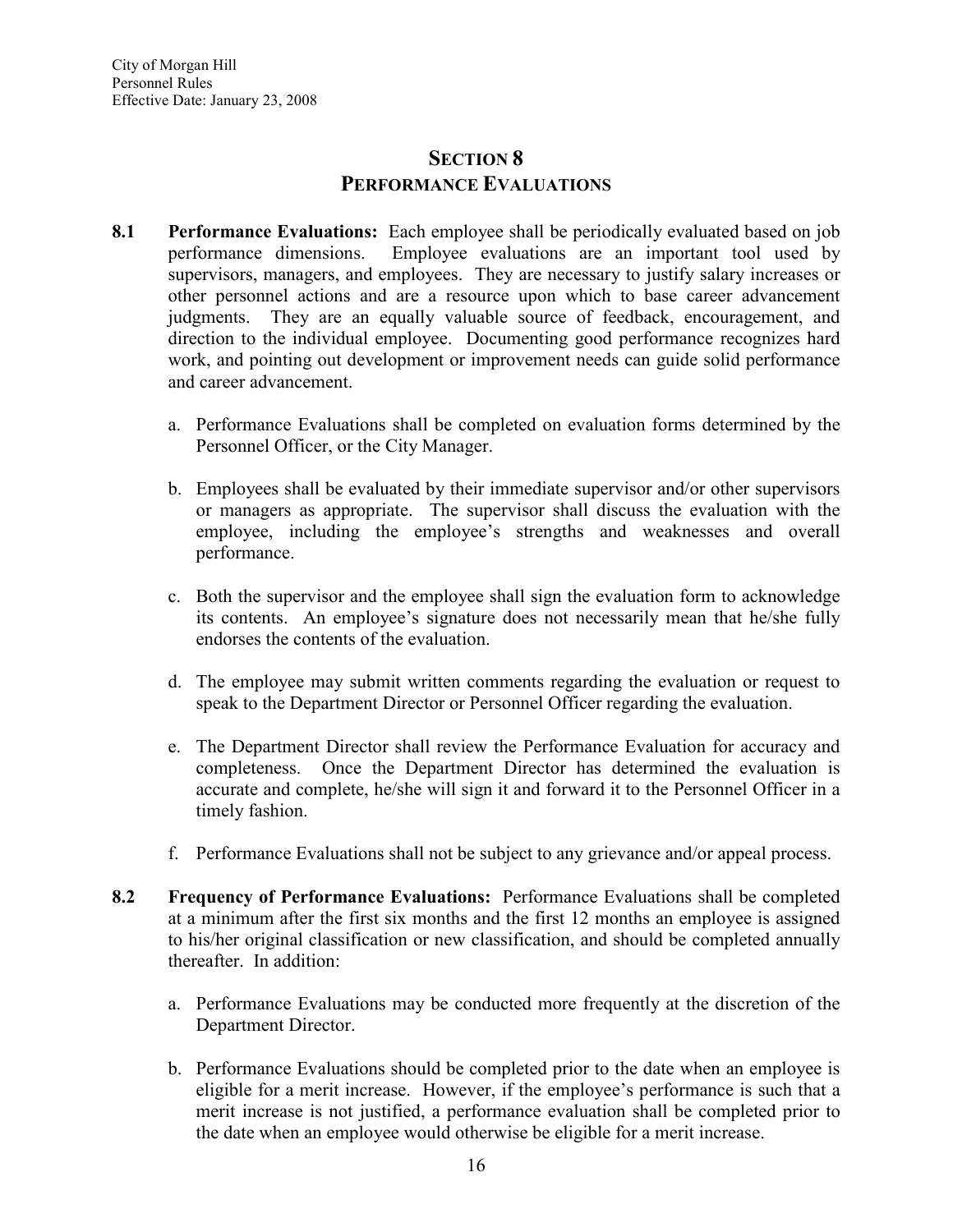# SECTION 8
# PERFORMANCE EVALUATIONS

**8.1 Performance Evaluations:** Each employee shall be periodically evaluated based on job performance dimensions. Employee evaluations are an important tool used by supervisors, managers, and employees. They are necessary to justify salary increases or other personnel actions and are a resource upon which to base career advancement judgments. They are an equally valuable source of feedback, encouragement, and direction to the individual employee. Documenting good performance recognizes hard work, and pointing out development or improvement needs can guide solid performance and career advancement.

a. Performance Evaluations shall be completed on evaluation forms determined by the Personnel Officer, or the City Manager.

b. Employees shall be evaluated by their immediate supervisor and/or other supervisors or managers as appropriate. The supervisor shall discuss the evaluation with the employee, including the employee's strengths and weaknesses and overall performance.

c. Both the supervisor and the employee shall sign the evaluation form to acknowledge its contents. An employee's signature does not necessarily mean that he/she fully endorses the contents of the evaluation.

d. The employee may submit written comments regarding the evaluation or request to speak to the Department Director or Personnel Officer regarding the evaluation.

e. The Department Director shall review the Performance Evaluation for accuracy and completeness. Once the Department Director has determined the evaluation is accurate and complete, he/she will sign it and forward it to the Personnel Officer in a timely fashion.

f. Performance Evaluations shall not be subject to any grievance and/or appeal process.

**8.2 Frequency of Performance Evaluations:** Performance Evaluations shall be completed at a minimum after the first six months and the first 12 months an employee is assigned to his/her original classification or new classification, and should be completed annually thereafter. In addition:

a. Performance Evaluations may be conducted more frequently at the discretion of the Department Director.

b. Performance Evaluations should be completed prior to the date when an employee is eligible for a merit increase. However, if the employee's performance is such that a merit increase is not justified, a performance evaluation shall be completed prior to the date when an employee would otherwise be eligible for a merit increase.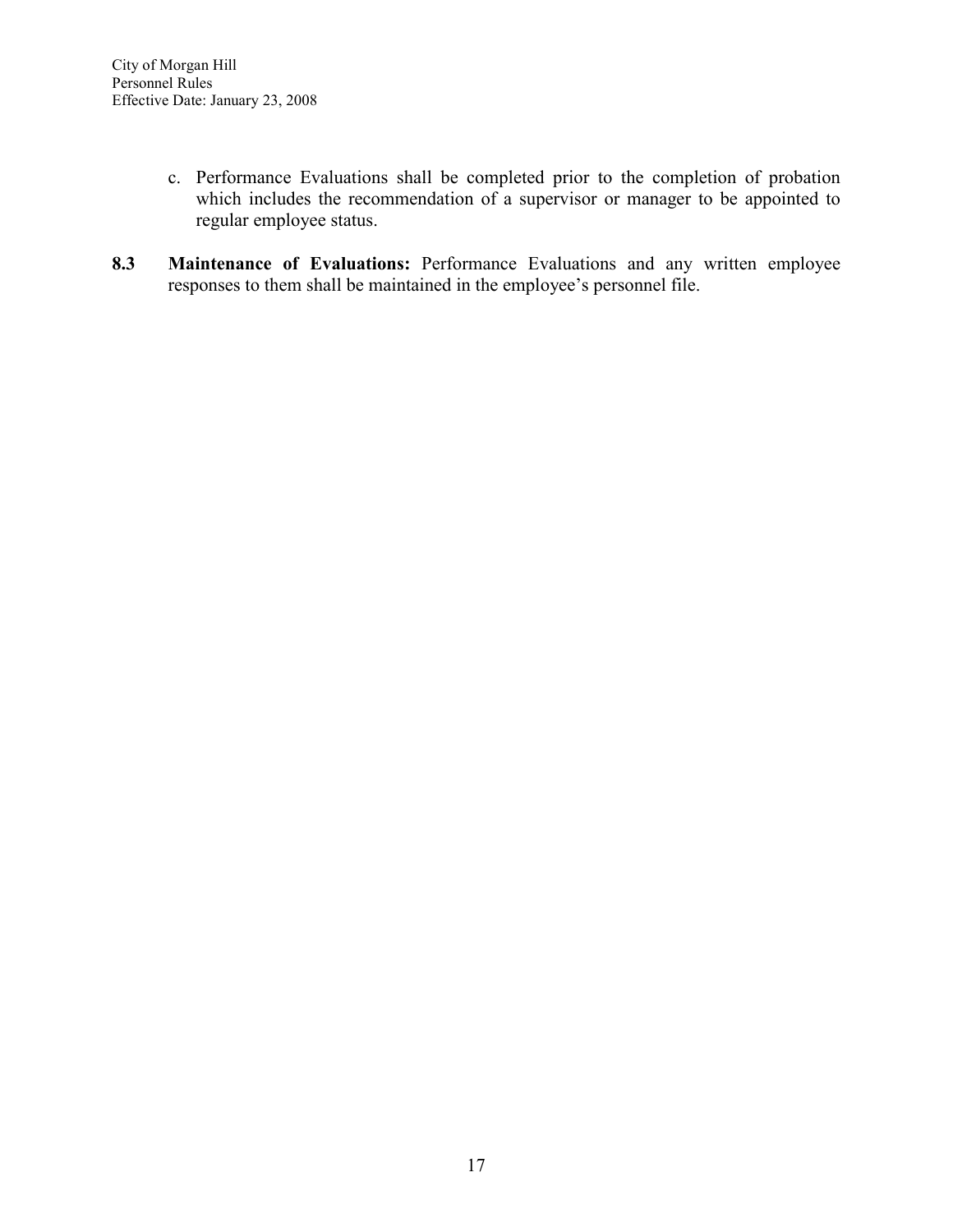c. Performance Evaluations shall be completed prior to the completion of probation which includes the recommendation of a supervisor or manager to be appointed to regular employee status.

**8.3 Maintenance of Evaluations:** Performance Evaluations and any written employee responses to them shall be maintained in the employee's personnel file.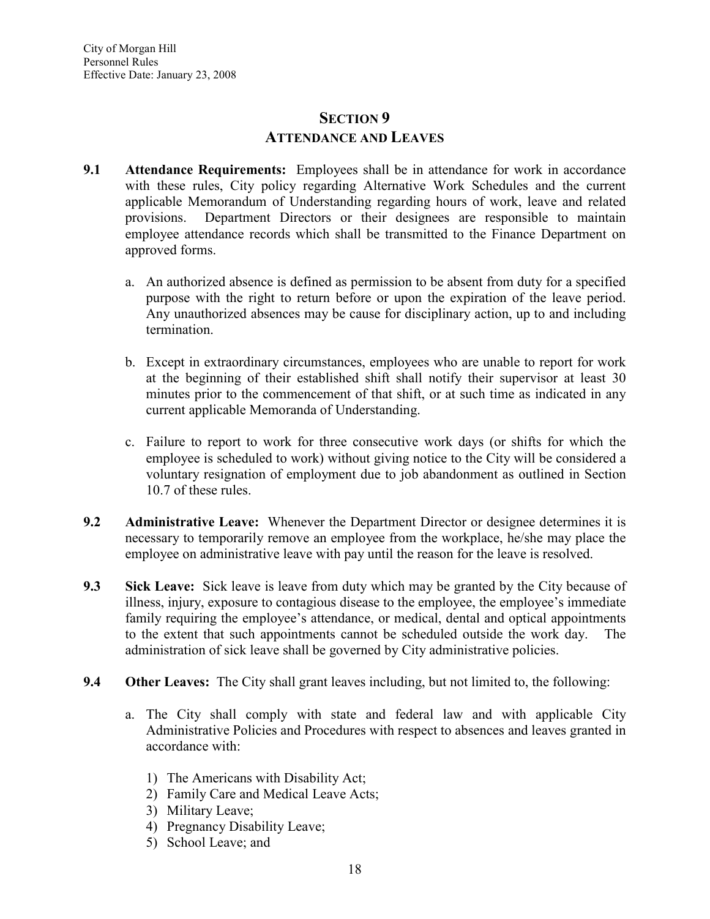## SECTION 9
## ATTENDANCE AND LEAVES

**9.1 Attendance Requirements:** Employees shall be in attendance for work in accordance with these rules, City policy regarding Alternative Work Schedules and the current applicable Memorandum of Understanding regarding hours of work, leave and related provisions. Department Directors or their designees are responsible to maintain employee attendance records which shall be transmitted to the Finance Department on approved forms.

a. An authorized absence is defined as permission to be absent from duty for a specified purpose with the right to return before or upon the expiration of the leave period. Any unauthorized absences may be cause for disciplinary action, up to and including termination.

b. Except in extraordinary circumstances, employees who are unable to report for work at the beginning of their established shift shall notify their supervisor at least 30 minutes prior to the commencement of that shift, or at such time as indicated in any current applicable Memoranda of Understanding.

c. Failure to report to work for three consecutive work days (or shifts for which the employee is scheduled to work) without giving notice to the City will be considered a voluntary resignation of employment due to job abandonment as outlined in Section 10.7 of these rules.

**9.2 Administrative Leave:** Whenever the Department Director or designee determines it is necessary to temporarily remove an employee from the workplace, he/she may place the employee on administrative leave with pay until the reason for the leave is resolved.

**9.3 Sick Leave:** Sick leave is leave from duty which may be granted by the City because of illness, injury, exposure to contagious disease to the employee, the employee's immediate family requiring the employee's attendance, or medical, dental and optical appointments to the extent that such appointments cannot be scheduled outside the work day. The administration of sick leave shall be governed by City administrative policies.

**9.4 Other Leaves:** The City shall grant leaves including, but not limited to, the following:

a. The City shall comply with state and federal law and with applicable City Administrative Policies and Procedures with respect to absences and leaves granted in accordance with:

1) The Americans with Disability Act;
2) Family Care and Medical Leave Acts;
3) Military Leave;
4) Pregnancy Disability Leave;
5) School Leave; and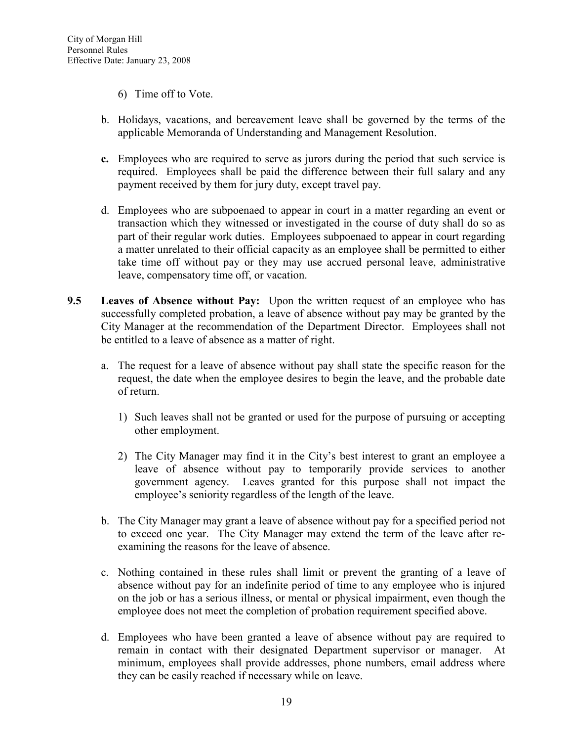6) Time off to Vote.

b. Holidays, vacations, and bereavement leave shall be governed by the terms of the applicable Memoranda of Understanding and Management Resolution.

**c.** Employees who are required to serve as jurors during the period that such service is required. Employees shall be paid the difference between their full salary and any payment received by them for jury duty, except travel pay.

d. Employees who are subpoenaed to appear in court in a matter regarding an event or transaction which they witnessed or investigated in the course of duty shall do so as part of their regular work duties. Employees subpoenaed to appear in court regarding a matter unrelated to their official capacity as an employee shall be permitted to either take time off without pay or they may use accrued personal leave, administrative leave, compensatory time off, or vacation.

**9.5 Leaves of Absence without Pay:** Upon the written request of an employee who has successfully completed probation, a leave of absence without pay may be granted by the City Manager at the recommendation of the Department Director. Employees shall not be entitled to a leave of absence as a matter of right.

a. The request for a leave of absence without pay shall state the specific reason for the request, the date when the employee desires to begin the leave, and the probable date of return.

1) Such leaves shall not be granted or used for the purpose of pursuing or accepting other employment.

2) The City Manager may find it in the City's best interest to grant an employee a leave of absence without pay to temporarily provide services to another government agency. Leaves granted for this purpose shall not impact the employee's seniority regardless of the length of the leave.

b. The City Manager may grant a leave of absence without pay for a specified period not to exceed one year. The City Manager may extend the term of the leave after re-examining the reasons for the leave of absence.

c. Nothing contained in these rules shall limit or prevent the granting of a leave of absence without pay for an indefinite period of time to any employee who is injured on the job or has a serious illness, or mental or physical impairment, even though the employee does not meet the completion of probation requirement specified above.

d. Employees who have been granted a leave of absence without pay are required to remain in contact with their designated Department supervisor or manager. At minimum, employees shall provide addresses, phone numbers, email address where they can be easily reached if necessary while on leave.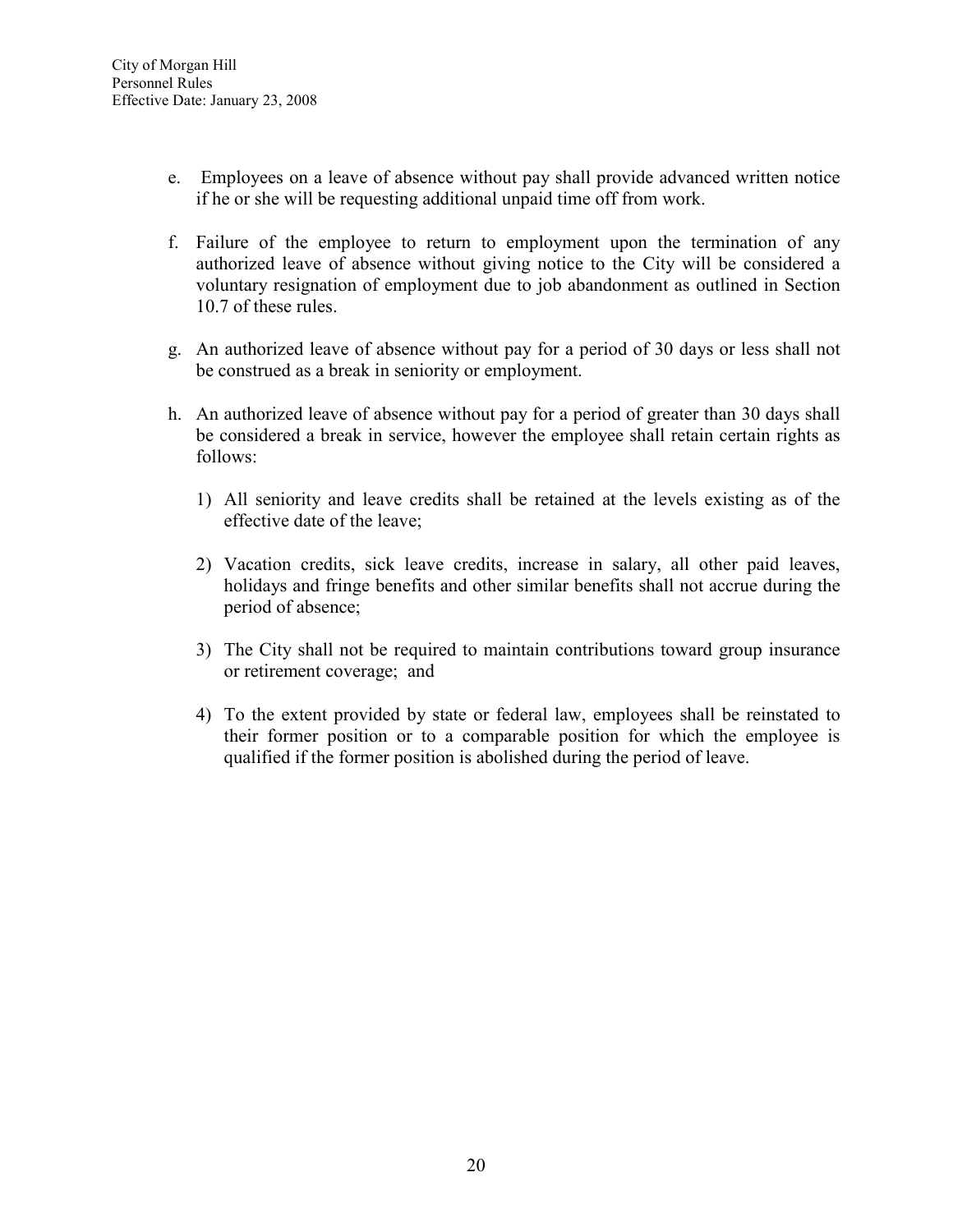e. Employees on a leave of absence without pay shall provide advanced written notice if he or she will be requesting additional unpaid time off from work.

f. Failure of the employee to return to employment upon the termination of any authorized leave of absence without giving notice to the City will be considered a voluntary resignation of employment due to job abandonment as outlined in Section 10.7 of these rules.

g. An authorized leave of absence without pay for a period of 30 days or less shall not be construed as a break in seniority or employment.

h. An authorized leave of absence without pay for a period of greater than 30 days shall be considered a break in service, however the employee shall retain certain rights as follows:

   1) All seniority and leave credits shall be retained at the levels existing as of the effective date of the leave;

   2) Vacation credits, sick leave credits, increase in salary, all other paid leaves, holidays and fringe benefits and other similar benefits shall not accrue during the period of absence;

   3) The City shall not be required to maintain contributions toward group insurance or retirement coverage; and

   4) To the extent provided by state or federal law, employees shall be reinstated to their former position or to a comparable position for which the employee is qualified if the former position is abolished during the period of leave.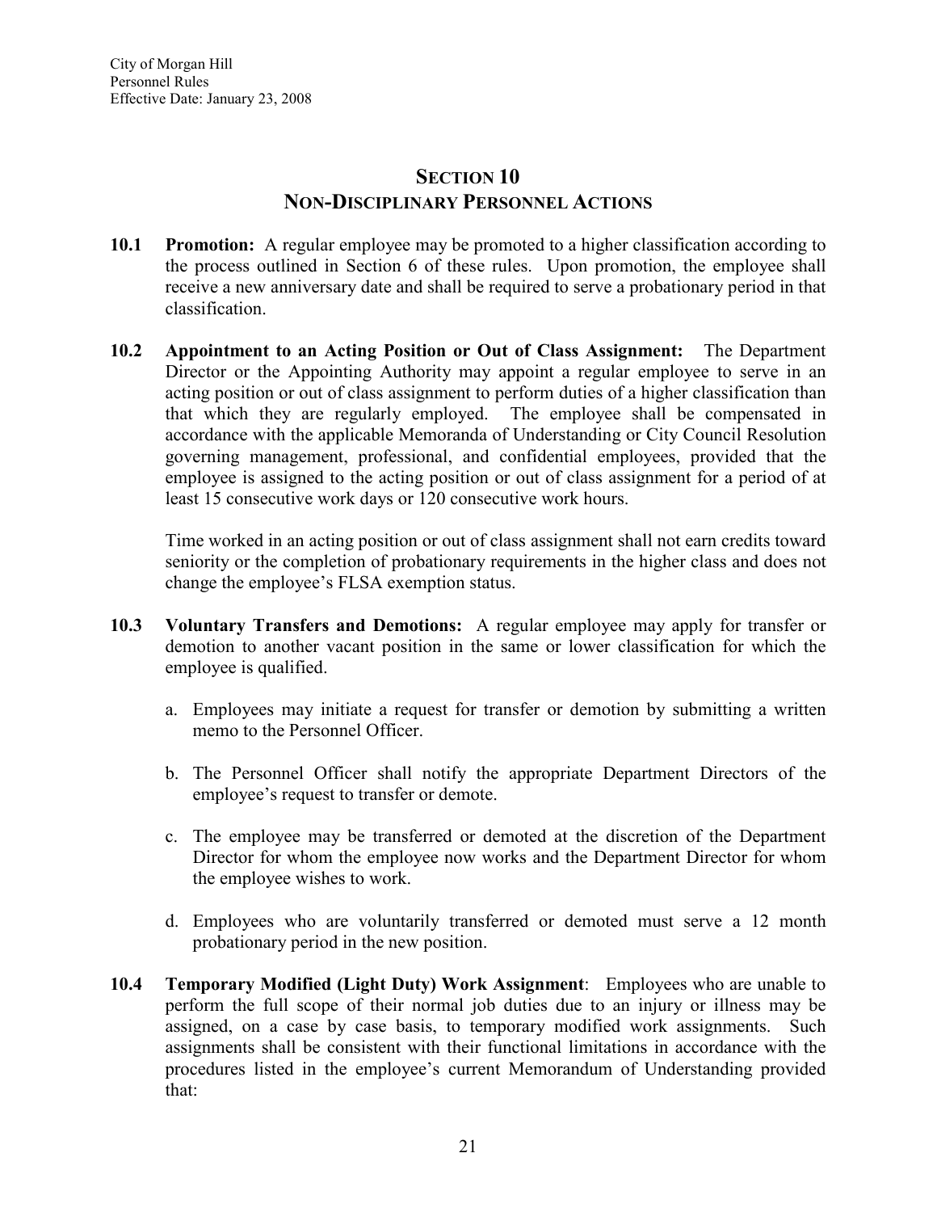## SECTION 10
## NON-DISCIPLINARY PERSONNEL ACTIONS

**10.1 Promotion:** A regular employee may be promoted to a higher classification according to the process outlined in Section 6 of these rules. Upon promotion, the employee shall receive a new anniversary date and shall be required to serve a probationary period in that classification.

**10.2 Appointment to an Acting Position or Out of Class Assignment:** The Department Director or the Appointing Authority may appoint a regular employee to serve in an acting position or out of class assignment to perform duties of a higher classification than that which they are regularly employed. The employee shall be compensated in accordance with the applicable Memoranda of Understanding or City Council Resolution governing management, professional, and confidential employees, provided that the employee is assigned to the acting position or out of class assignment for a period of at least 15 consecutive work days or 120 consecutive work hours.

Time worked in an acting position or out of class assignment shall not earn credits toward seniority or the completion of probationary requirements in the higher class and does not change the employee's FLSA exemption status.

**10.3 Voluntary Transfers and Demotions:** A regular employee may apply for transfer or demotion to another vacant position in the same or lower classification for which the employee is qualified.

a. Employees may initiate a request for transfer or demotion by submitting a written memo to the Personnel Officer.

b. The Personnel Officer shall notify the appropriate Department Directors of the employee's request to transfer or demote.

c. The employee may be transferred or demoted at the discretion of the Department Director for whom the employee now works and the Department Director for whom the employee wishes to work.

d. Employees who are voluntarily transferred or demoted must serve a 12 month probationary period in the new position.

**10.4 Temporary Modified (Light Duty) Work Assignment**: Employees who are unable to perform the full scope of their normal job duties due to an injury or illness may be assigned, on a case by case basis, to temporary modified work assignments. Such assignments shall be consistent with their functional limitations in accordance with the procedures listed in the employee's current Memorandum of Understanding provided that: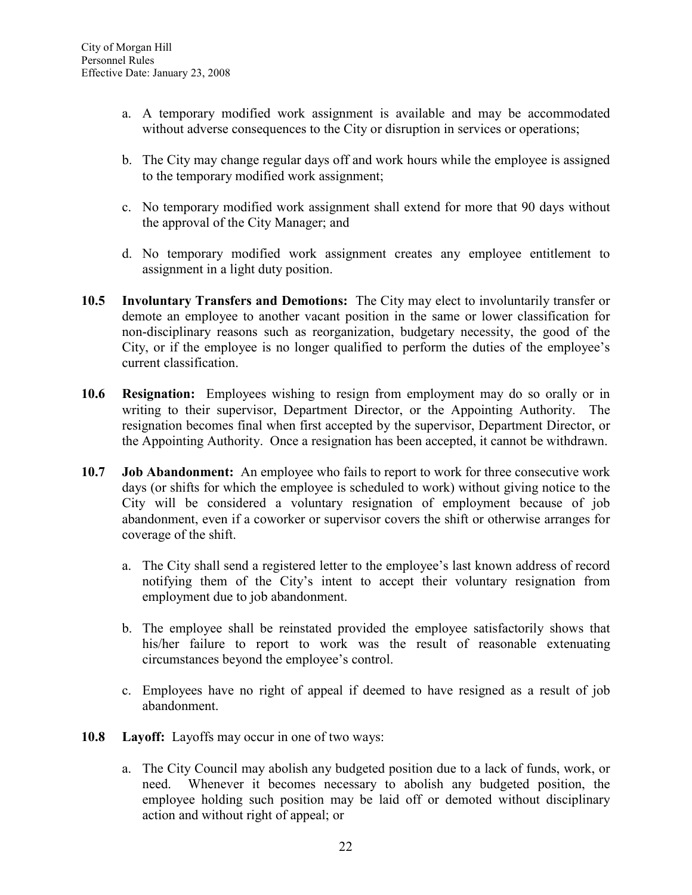a. A temporary modified work assignment is available and may be accommodated without adverse consequences to the City or disruption in services or operations;

b. The City may change regular days off and work hours while the employee is assigned to the temporary modified work assignment;

c. No temporary modified work assignment shall extend for more that 90 days without the approval of the City Manager; and

d. No temporary modified work assignment creates any employee entitlement to assignment in a light duty position.

**10.5 Involuntary Transfers and Demotions:** The City may elect to involuntarily transfer or demote an employee to another vacant position in the same or lower classification for non-disciplinary reasons such as reorganization, budgetary necessity, the good of the City, or if the employee is no longer qualified to perform the duties of the employee's current classification.

**10.6 Resignation:** Employees wishing to resign from employment may do so orally or in writing to their supervisor, Department Director, or the Appointing Authority. The resignation becomes final when first accepted by the supervisor, Department Director, or the Appointing Authority. Once a resignation has been accepted, it cannot be withdrawn.

**10.7 Job Abandonment:** An employee who fails to report to work for three consecutive work days (or shifts for which the employee is scheduled to work) without giving notice to the City will be considered a voluntary resignation of employment because of job abandonment, even if a coworker or supervisor covers the shift or otherwise arranges for coverage of the shift.

a. The City shall send a registered letter to the employee's last known address of record notifying them of the City's intent to accept their voluntary resignation from employment due to job abandonment.

b. The employee shall be reinstated provided the employee satisfactorily shows that his/her failure to report to work was the result of reasonable extenuating circumstances beyond the employee's control.

c. Employees have no right of appeal if deemed to have resigned as a result of job abandonment.

**10.8 Layoff:** Layoffs may occur in one of two ways:

a. The City Council may abolish any budgeted position due to a lack of funds, work, or need. Whenever it becomes necessary to abolish any budgeted position, the employee holding such position may be laid off or demoted without disciplinary action and without right of appeal; or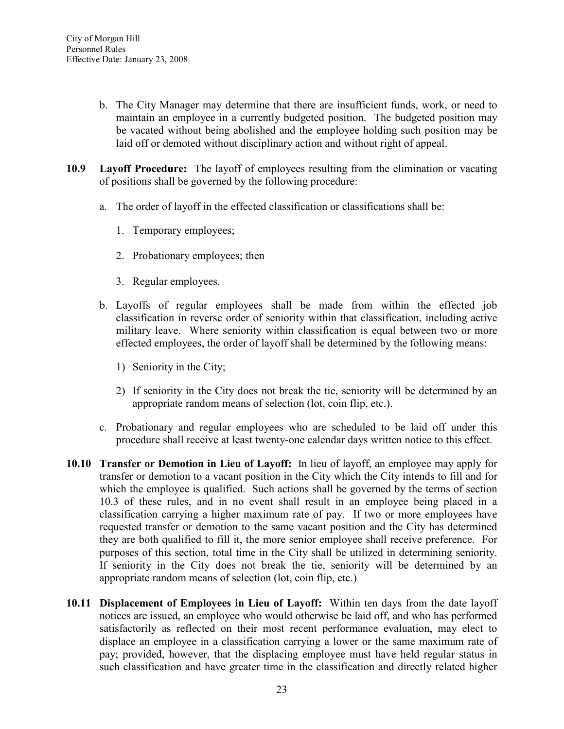b. The City Manager may determine that there are insufficient funds, work, or need to maintain an employee in a currently budgeted position. The budgeted position may be vacated without being abolished and the employee holding such position may be laid off or demoted without disciplinary action and without right of appeal.

**10.9 Layoff Procedure:** The layoff of employees resulting from the elimination or vacating of positions shall be governed by the following procedure:

a. The order of layoff in the effected classification or classifications shall be:

   1. Temporary employees;

   2. Probationary employees; then

   3. Regular employees.

b. Layoffs of regular employees shall be made from within the effected job classification in reverse order of seniority within that classification, including active military leave. Where seniority within classification is equal between two or more effected employees, the order of layoff shall be determined by the following means:

   1) Seniority in the City;

   2) If seniority in the City does not break the tie, seniority will be determined by an appropriate random means of selection (lot, coin flip, etc.).

c. Probationary and regular employees who are scheduled to be laid off under this procedure shall receive at least twenty-one calendar days written notice to this effect.

**10.10 Transfer or Demotion in Lieu of Layoff:** In lieu of layoff, an employee may apply for transfer or demotion to a vacant position in the City which the City intends to fill and for which the employee is qualified. Such actions shall be governed by the terms of section 10.3 of these rules, and in no event shall result in an employee being placed in a classification carrying a higher maximum rate of pay. If two or more employees have requested transfer or demotion to the same vacant position and the City has determined they are both qualified to fill it, the more senior employee shall receive preference. For purposes of this section, total time in the City shall be utilized in determining seniority. If seniority in the City does not break the tie, seniority will be determined by an appropriate random means of selection (lot, coin flip, etc.)

**10.11 Displacement of Employees in Lieu of Layoff:** Within ten days from the date layoff notices are issued, an employee who would otherwise be laid off, and who has performed satisfactorily as reflected on their most recent performance evaluation, may elect to displace an employee in a classification carrying a lower or the same maximum rate of pay; provided, however, that the displacing employee must have held regular status in such classification and have greater time in the classification and directly related higher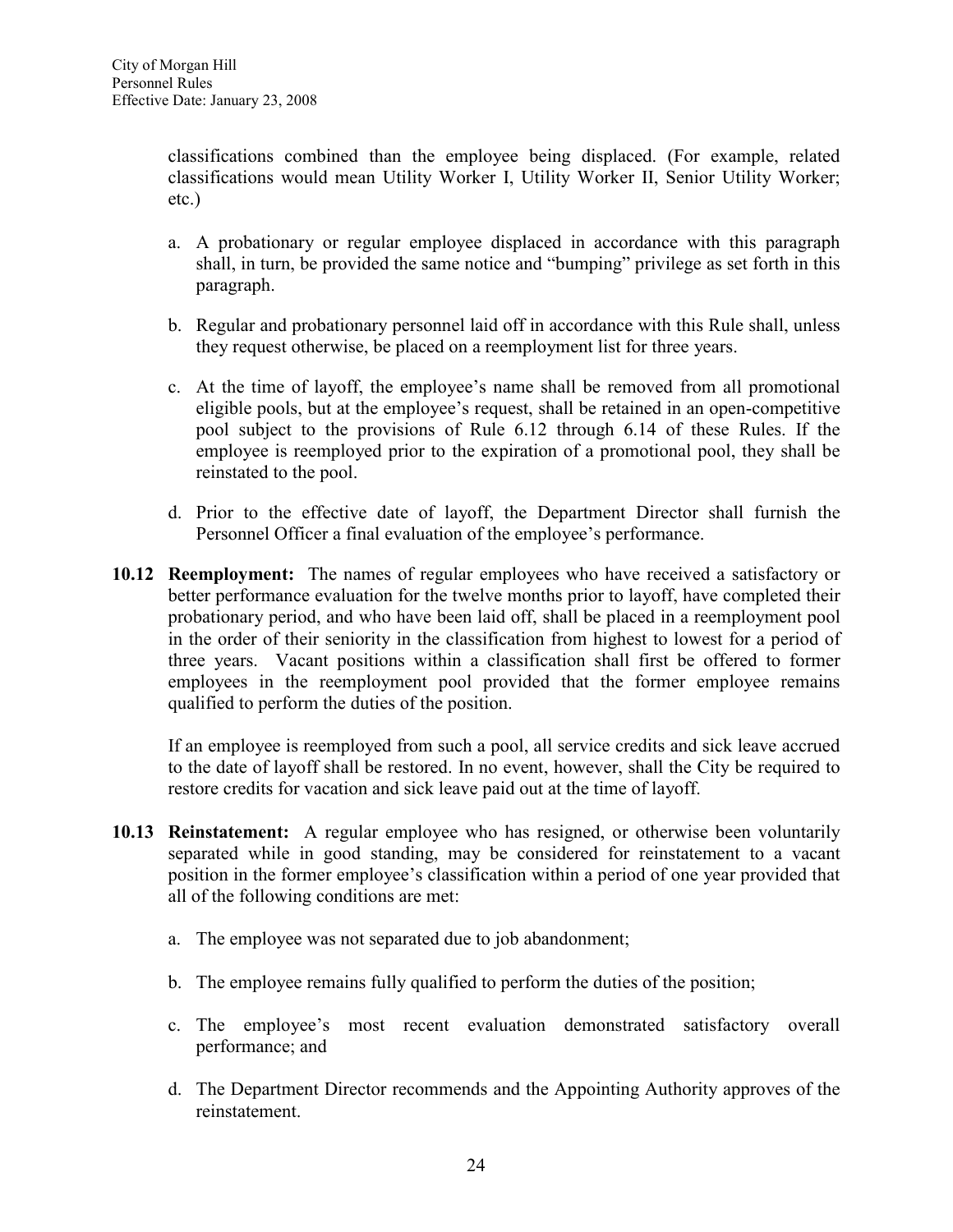classifications combined than the employee being displaced. (For example, related classifications would mean Utility Worker I, Utility Worker II, Senior Utility Worker; etc.)

a. A probationary or regular employee displaced in accordance with this paragraph shall, in turn, be provided the same notice and "bumping" privilege as set forth in this paragraph.

b. Regular and probationary personnel laid off in accordance with this Rule shall, unless they request otherwise, be placed on a reemployment list for three years.

c. At the time of layoff, the employee's name shall be removed from all promotional eligible pools, but at the employee's request, shall be retained in an open-competitive pool subject to the provisions of Rule 6.12 through 6.14 of these Rules. If the employee is reemployed prior to the expiration of a promotional pool, they shall be reinstated to the pool.

d. Prior to the effective date of layoff, the Department Director shall furnish the Personnel Officer a final evaluation of the employee's performance.

**10.12 Reemployment:** The names of regular employees who have received a satisfactory or better performance evaluation for the twelve months prior to layoff, have completed their probationary period, and who have been laid off, shall be placed in a reemployment pool in the order of their seniority in the classification from highest to lowest for a period of three years. Vacant positions within a classification shall first be offered to former employees in the reemployment pool provided that the former employee remains qualified to perform the duties of the position.

If an employee is reemployed from such a pool, all service credits and sick leave accrued to the date of layoff shall be restored. In no event, however, shall the City be required to restore credits for vacation and sick leave paid out at the time of layoff.

**10.13 Reinstatement:** A regular employee who has resigned, or otherwise been voluntarily separated while in good standing, may be considered for reinstatement to a vacant position in the former employee's classification within a period of one year provided that all of the following conditions are met:

a. The employee was not separated due to job abandonment;

b. The employee remains fully qualified to perform the duties of the position;

c. The employee's most recent evaluation demonstrated satisfactory overall performance; and

d. The Department Director recommends and the Appointing Authority approves of the reinstatement.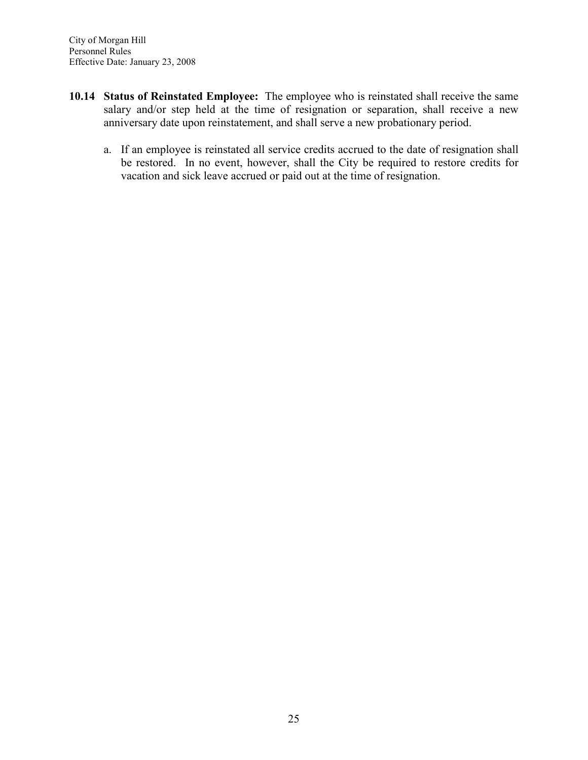**10.14 Status of Reinstated Employee:** The employee who is reinstated shall receive the same salary and/or step held at the time of resignation or separation, shall receive a new anniversary date upon reinstatement, and shall serve a new probationary period.

a. If an employee is reinstated all service credits accrued to the date of resignation shall be restored. In no event, however, shall the City be required to restore credits for vacation and sick leave accrued or paid out at the time of resignation.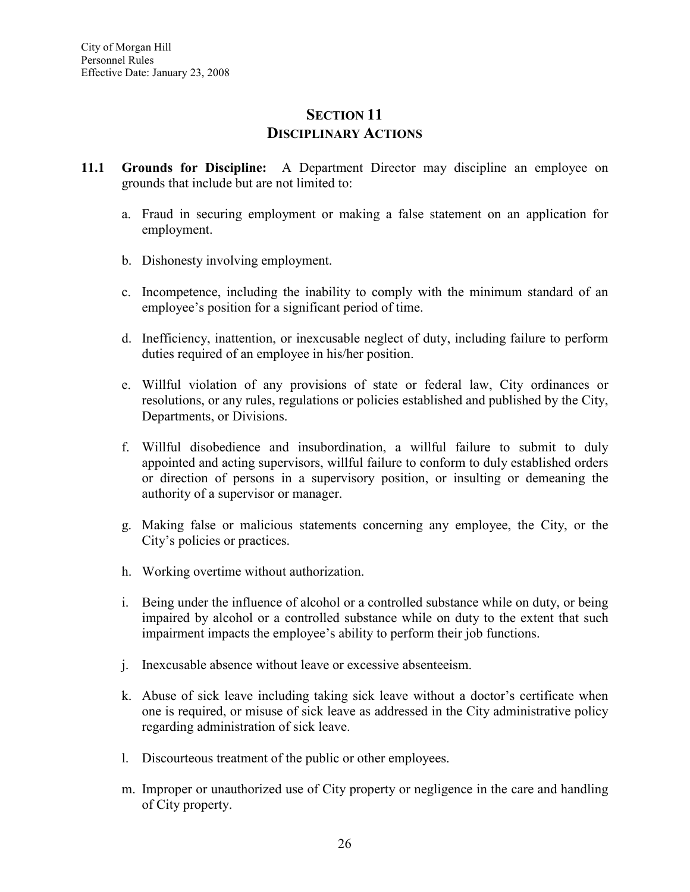# SECTION 11
# DISCIPLINARY ACTIONS

**11.1 Grounds for Discipline:** A Department Director may discipline an employee on grounds that include but are not limited to:

a. Fraud in securing employment or making a false statement on an application for employment.

b. Dishonesty involving employment.

c. Incompetence, including the inability to comply with the minimum standard of an employee's position for a significant period of time.

d. Inefficiency, inattention, or inexcusable neglect of duty, including failure to perform duties required of an employee in his/her position.

e. Willful violation of any provisions of state or federal law, City ordinances or resolutions, or any rules, regulations or policies established and published by the City, Departments, or Divisions.

f. Willful disobedience and insubordination, a willful failure to submit to duly appointed and acting supervisors, willful failure to conform to duly established orders or direction of persons in a supervisory position, or insulting or demeaning the authority of a supervisor or manager.

g. Making false or malicious statements concerning any employee, the City, or the City's policies or practices.

h. Working overtime without authorization.

i. Being under the influence of alcohol or a controlled substance while on duty, or being impaired by alcohol or a controlled substance while on duty to the extent that such impairment impacts the employee's ability to perform their job functions.

j. Inexcusable absence without leave or excessive absenteeism.

k. Abuse of sick leave including taking sick leave without a doctor's certificate when one is required, or misuse of sick leave as addressed in the City administrative policy regarding administration of sick leave.

l. Discourteous treatment of the public or other employees.

m. Improper or unauthorized use of City property or negligence in the care and handling of City property.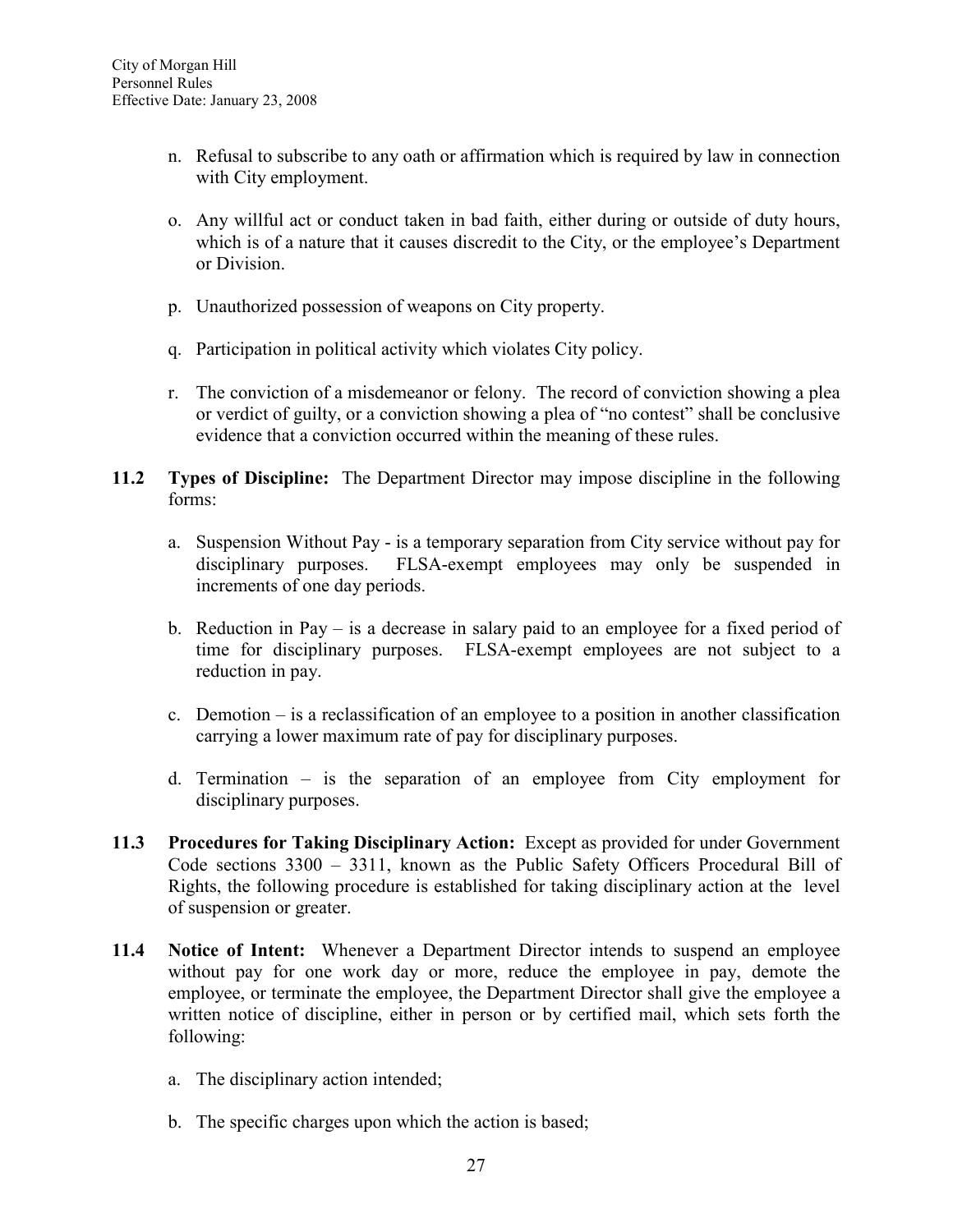n. Refusal to subscribe to any oath or affirmation which is required by law in connection with City employment.

o. Any willful act or conduct taken in bad faith, either during or outside of duty hours, which is of a nature that it causes discredit to the City, or the employee's Department or Division.

p. Unauthorized possession of weapons on City property.

q. Participation in political activity which violates City policy.

r. The conviction of a misdemeanor or felony. The record of conviction showing a plea or verdict of guilty, or a conviction showing a plea of "no contest" shall be conclusive evidence that a conviction occurred within the meaning of these rules.

**11.2 Types of Discipline:** The Department Director may impose discipline in the following forms:

a. Suspension Without Pay - is a temporary separation from City service without pay for disciplinary purposes. FLSA-exempt employees may only be suspended in increments of one day periods.

b. Reduction in Pay – is a decrease in salary paid to an employee for a fixed period of time for disciplinary purposes. FLSA-exempt employees are not subject to a reduction in pay.

c. Demotion – is a reclassification of an employee to a position in another classification carrying a lower maximum rate of pay for disciplinary purposes.

d. Termination – is the separation of an employee from City employment for disciplinary purposes.

**11.3 Procedures for Taking Disciplinary Action:** Except as provided for under Government Code sections 3300 – 3311, known as the Public Safety Officers Procedural Bill of Rights, the following procedure is established for taking disciplinary action at the level of suspension or greater.

**11.4 Notice of Intent:** Whenever a Department Director intends to suspend an employee without pay for one work day or more, reduce the employee in pay, demote the employee, or terminate the employee, the Department Director shall give the employee a written notice of discipline, either in person or by certified mail, which sets forth the following:

a. The disciplinary action intended;

b. The specific charges upon which the action is based;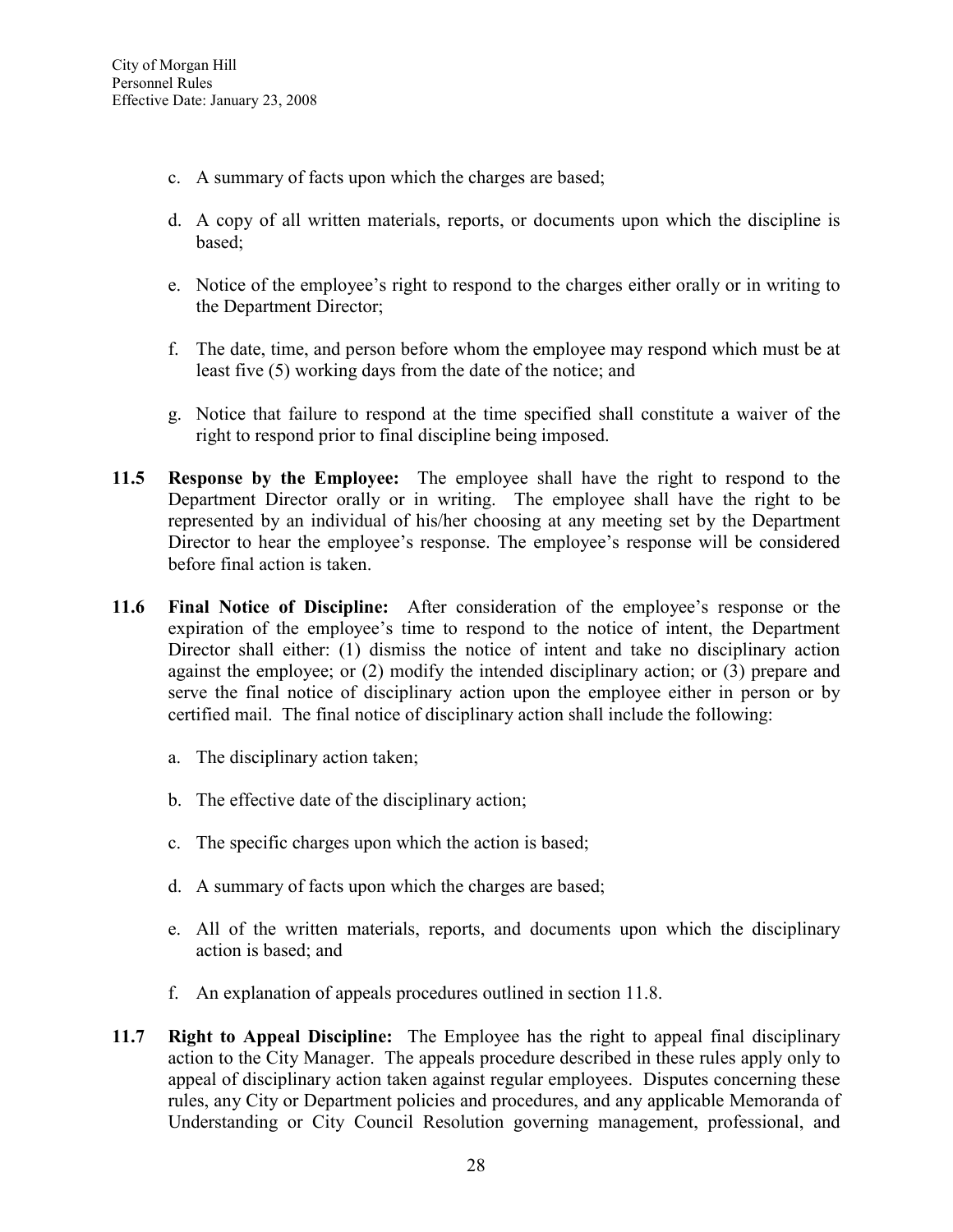c. A summary of facts upon which the charges are based;

d. A copy of all written materials, reports, or documents upon which the discipline is based;

e. Notice of the employee's right to respond to the charges either orally or in writing to the Department Director;

f. The date, time, and person before whom the employee may respond which must be at least five (5) working days from the date of the notice; and

g. Notice that failure to respond at the time specified shall constitute a waiver of the right to respond prior to final discipline being imposed.

**11.5 Response by the Employee:** The employee shall have the right to respond to the Department Director orally or in writing. The employee shall have the right to be represented by an individual of his/her choosing at any meeting set by the Department Director to hear the employee's response. The employee's response will be considered before final action is taken.

**11.6 Final Notice of Discipline:** After consideration of the employee's response or the expiration of the employee's time to respond to the notice of intent, the Department Director shall either: (1) dismiss the notice of intent and take no disciplinary action against the employee; or (2) modify the intended disciplinary action; or (3) prepare and serve the final notice of disciplinary action upon the employee either in person or by certified mail. The final notice of disciplinary action shall include the following:

a. The disciplinary action taken;

b. The effective date of the disciplinary action;

c. The specific charges upon which the action is based;

d. A summary of facts upon which the charges are based;

e. All of the written materials, reports, and documents upon which the disciplinary action is based; and

f. An explanation of appeals procedures outlined in section 11.8.

**11.7 Right to Appeal Discipline:** The Employee has the right to appeal final disciplinary action to the City Manager. The appeals procedure described in these rules apply only to appeal of disciplinary action taken against regular employees. Disputes concerning these rules, any City or Department policies and procedures, and any applicable Memoranda of Understanding or City Council Resolution governing management, professional, and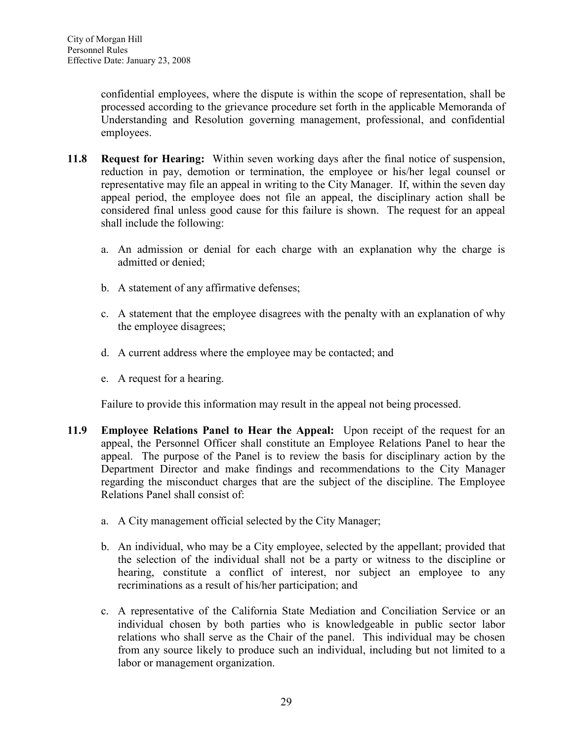confidential employees, where the dispute is within the scope of representation, shall be processed according to the grievance procedure set forth in the applicable Memoranda of Understanding and Resolution governing management, professional, and confidential employees.

**11.8 Request for Hearing:** Within seven working days after the final notice of suspension, reduction in pay, demotion or termination, the employee or his/her legal counsel or representative may file an appeal in writing to the City Manager. If, within the seven day appeal period, the employee does not file an appeal, the disciplinary action shall be considered final unless good cause for this failure is shown. The request for an appeal shall include the following:

a. An admission or denial for each charge with an explanation why the charge is admitted or denied;

b. A statement of any affirmative defenses;

c. A statement that the employee disagrees with the penalty with an explanation of why the employee disagrees;

d. A current address where the employee may be contacted; and

e. A request for a hearing.

Failure to provide this information may result in the appeal not being processed.

**11.9 Employee Relations Panel to Hear the Appeal:** Upon receipt of the request for an appeal, the Personnel Officer shall constitute an Employee Relations Panel to hear the appeal. The purpose of the Panel is to review the basis for disciplinary action by the Department Director and make findings and recommendations to the City Manager regarding the misconduct charges that are the subject of the discipline. The Employee Relations Panel shall consist of:

a. A City management official selected by the City Manager;

b. An individual, who may be a City employee, selected by the appellant; provided that the selection of the individual shall not be a party or witness to the discipline or hearing, constitute a conflict of interest, nor subject an employee to any recriminations as a result of his/her participation; and

c. A representative of the California State Mediation and Conciliation Service or an individual chosen by both parties who is knowledgeable in public sector labor relations who shall serve as the Chair of the panel. This individual may be chosen from any source likely to produce such an individual, including but not limited to a labor or management organization.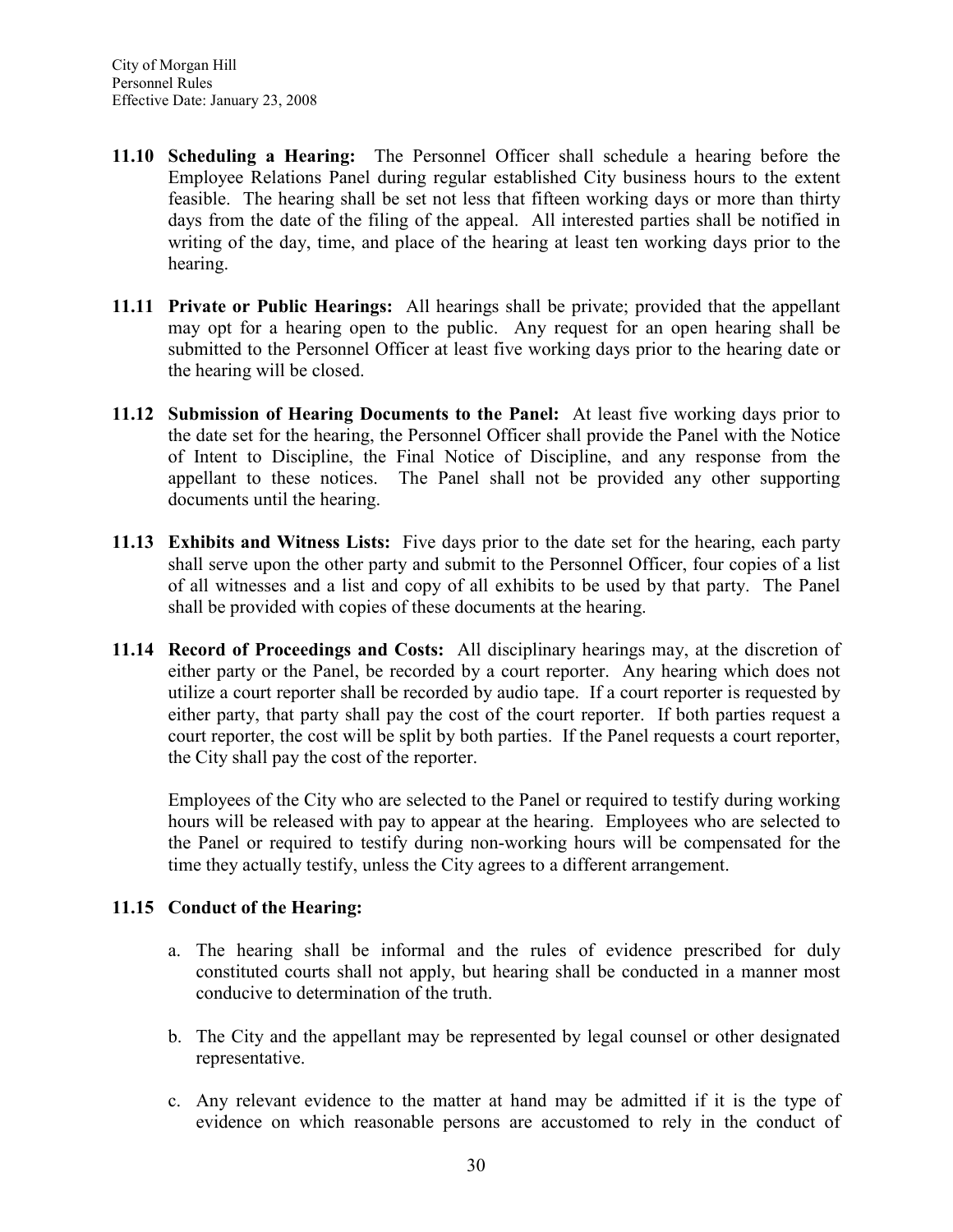**11.10 Scheduling a Hearing:** The Personnel Officer shall schedule a hearing before the Employee Relations Panel during regular established City business hours to the extent feasible. The hearing shall be set not less that fifteen working days or more than thirty days from the date of the filing of the appeal. All interested parties shall be notified in writing of the day, time, and place of the hearing at least ten working days prior to the hearing.

**11.11 Private or Public Hearings:** All hearings shall be private; provided that the appellant may opt for a hearing open to the public. Any request for an open hearing shall be submitted to the Personnel Officer at least five working days prior to the hearing date or the hearing will be closed.

**11.12 Submission of Hearing Documents to the Panel:** At least five working days prior to the date set for the hearing, the Personnel Officer shall provide the Panel with the Notice of Intent to Discipline, the Final Notice of Discipline, and any response from the appellant to these notices. The Panel shall not be provided any other supporting documents until the hearing.

**11.13 Exhibits and Witness Lists:** Five days prior to the date set for the hearing, each party shall serve upon the other party and submit to the Personnel Officer, four copies of a list of all witnesses and a list and copy of all exhibits to be used by that party. The Panel shall be provided with copies of these documents at the hearing.

**11.14 Record of Proceedings and Costs:** All disciplinary hearings may, at the discretion of either party or the Panel, be recorded by a court reporter. Any hearing which does not utilize a court reporter shall be recorded by audio tape. If a court reporter is requested by either party, that party shall pay the cost of the court reporter. If both parties request a court reporter, the cost will be split by both parties. If the Panel requests a court reporter, the City shall pay the cost of the reporter.

Employees of the City who are selected to the Panel or required to testify during working hours will be released with pay to appear at the hearing. Employees who are selected to the Panel or required to testify during non-working hours will be compensated for the time they actually testify, unless the City agrees to a different arrangement.

**11.15 Conduct of the Hearing:**

a. The hearing shall be informal and the rules of evidence prescribed for duly constituted courts shall not apply, but hearing shall be conducted in a manner most conducive to determination of the truth.

b. The City and the appellant may be represented by legal counsel or other designated representative.

c. Any relevant evidence to the matter at hand may be admitted if it is the type of evidence on which reasonable persons are accustomed to rely in the conduct of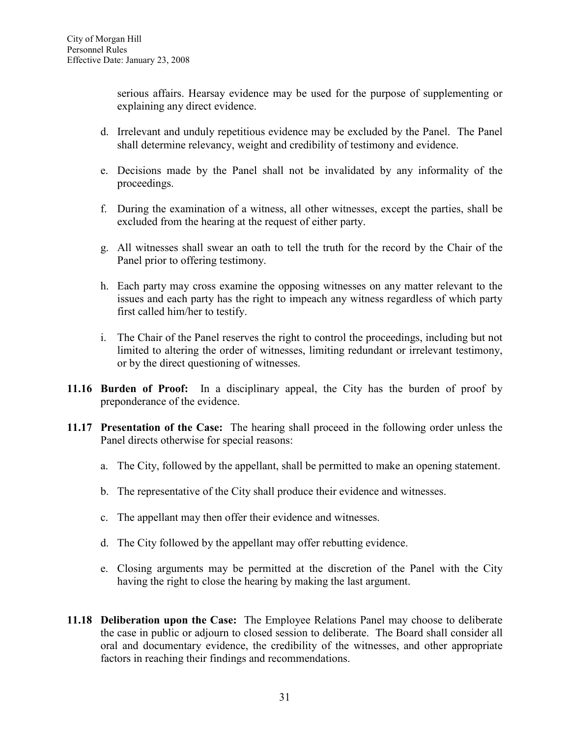serious affairs. Hearsay evidence may be used for the purpose of supplementing or explaining any direct evidence.

d. Irrelevant and unduly repetitious evidence may be excluded by the Panel. The Panel shall determine relevancy, weight and credibility of testimony and evidence.

e. Decisions made by the Panel shall not be invalidated by any informality of the proceedings.

f. During the examination of a witness, all other witnesses, except the parties, shall be excluded from the hearing at the request of either party.

g. All witnesses shall swear an oath to tell the truth for the record by the Chair of the Panel prior to offering testimony.

h. Each party may cross examine the opposing witnesses on any matter relevant to the issues and each party has the right to impeach any witness regardless of which party first called him/her to testify.

i. The Chair of the Panel reserves the right to control the proceedings, including but not limited to altering the order of witnesses, limiting redundant or irrelevant testimony, or by the direct questioning of witnesses.

**11.16 Burden of Proof:** In a disciplinary appeal, the City has the burden of proof by preponderance of the evidence.

**11.17 Presentation of the Case:** The hearing shall proceed in the following order unless the Panel directs otherwise for special reasons:

a. The City, followed by the appellant, shall be permitted to make an opening statement.

b. The representative of the City shall produce their evidence and witnesses.

c. The appellant may then offer their evidence and witnesses.

d. The City followed by the appellant may offer rebutting evidence.

e. Closing arguments may be permitted at the discretion of the Panel with the City having the right to close the hearing by making the last argument.

**11.18 Deliberation upon the Case:** The Employee Relations Panel may choose to deliberate the case in public or adjourn to closed session to deliberate. The Board shall consider all oral and documentary evidence, the credibility of the witnesses, and other appropriate factors in reaching their findings and recommendations.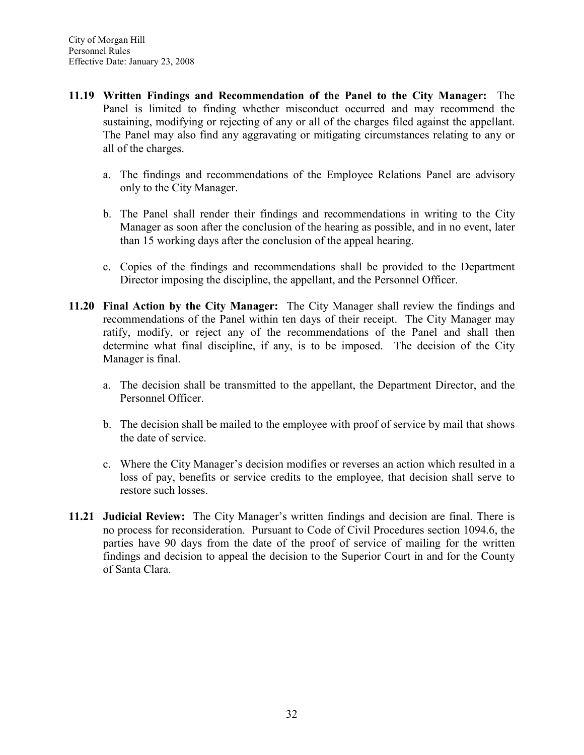**11.19 Written Findings and Recommendation of the Panel to the City Manager:** The Panel is limited to finding whether misconduct occurred and may recommend the sustaining, modifying or rejecting of any or all of the charges filed against the appellant. The Panel may also find any aggravating or mitigating circumstances relating to any or all of the charges.

a. The findings and recommendations of the Employee Relations Panel are advisory only to the City Manager.

b. The Panel shall render their findings and recommendations in writing to the City Manager as soon after the conclusion of the hearing as possible, and in no event, later than 15 working days after the conclusion of the appeal hearing.

c. Copies of the findings and recommendations shall be provided to the Department Director imposing the discipline, the appellant, and the Personnel Officer.

**11.20 Final Action by the City Manager:** The City Manager shall review the findings and recommendations of the Panel within ten days of their receipt. The City Manager may ratify, modify, or reject any of the recommendations of the Panel and shall then determine what final discipline, if any, is to be imposed. The decision of the City Manager is final.

a. The decision shall be transmitted to the appellant, the Department Director, and the Personnel Officer.

b. The decision shall be mailed to the employee with proof of service by mail that shows the date of service.

c. Where the City Manager's decision modifies or reverses an action which resulted in a loss of pay, benefits or service credits to the employee, that decision shall serve to restore such losses.

**11.21 Judicial Review:** The City Manager's written findings and decision are final. There is no process for reconsideration. Pursuant to Code of Civil Procedures section 1094.6, the parties have 90 days from the date of the proof of service of mailing for the written findings and decision to appeal the decision to the Superior Court in and for the County of Santa Clara.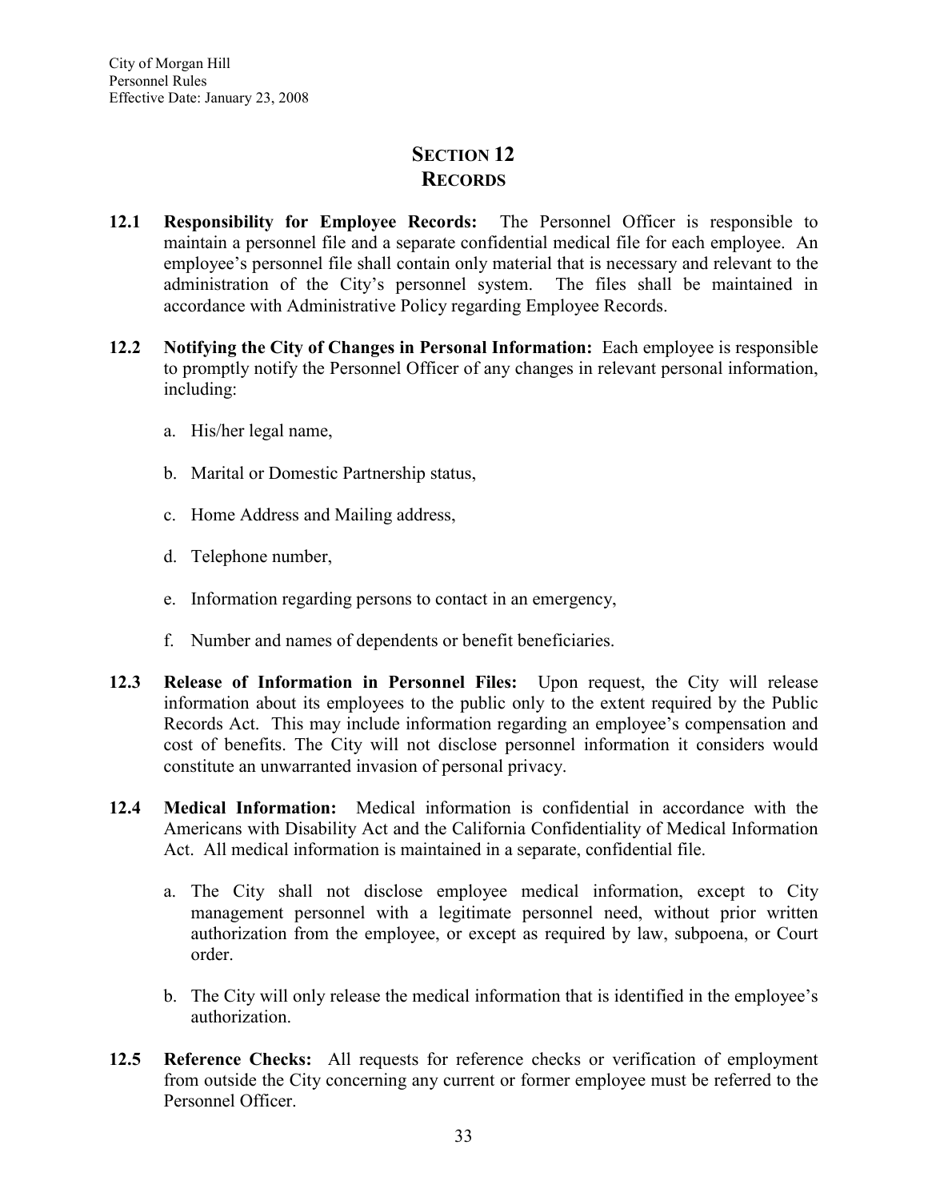# SECTION 12
# RECORDS

**12.1 Responsibility for Employee Records:** The Personnel Officer is responsible to maintain a personnel file and a separate confidential medical file for each employee. An employee's personnel file shall contain only material that is necessary and relevant to the administration of the City's personnel system. The files shall be maintained in accordance with Administrative Policy regarding Employee Records.

**12.2 Notifying the City of Changes in Personal Information:** Each employee is responsible to promptly notify the Personnel Officer of any changes in relevant personal information, including:

a. His/her legal name,

b. Marital or Domestic Partnership status,

c. Home Address and Mailing address,

d. Telephone number,

e. Information regarding persons to contact in an emergency,

f. Number and names of dependents or benefit beneficiaries.

**12.3 Release of Information in Personnel Files:** Upon request, the City will release information about its employees to the public only to the extent required by the Public Records Act. This may include information regarding an employee's compensation and cost of benefits. The City will not disclose personnel information it considers would constitute an unwarranted invasion of personal privacy.

**12.4 Medical Information:** Medical information is confidential in accordance with the Americans with Disability Act and the California Confidentiality of Medical Information Act. All medical information is maintained in a separate, confidential file.

a. The City shall not disclose employee medical information, except to City management personnel with a legitimate personnel need, without prior written authorization from the employee, or except as required by law, subpoena, or Court order.

b. The City will only release the medical information that is identified in the employee's authorization.

**12.5 Reference Checks:** All requests for reference checks or verification of employment from outside the City concerning any current or former employee must be referred to the Personnel Officer.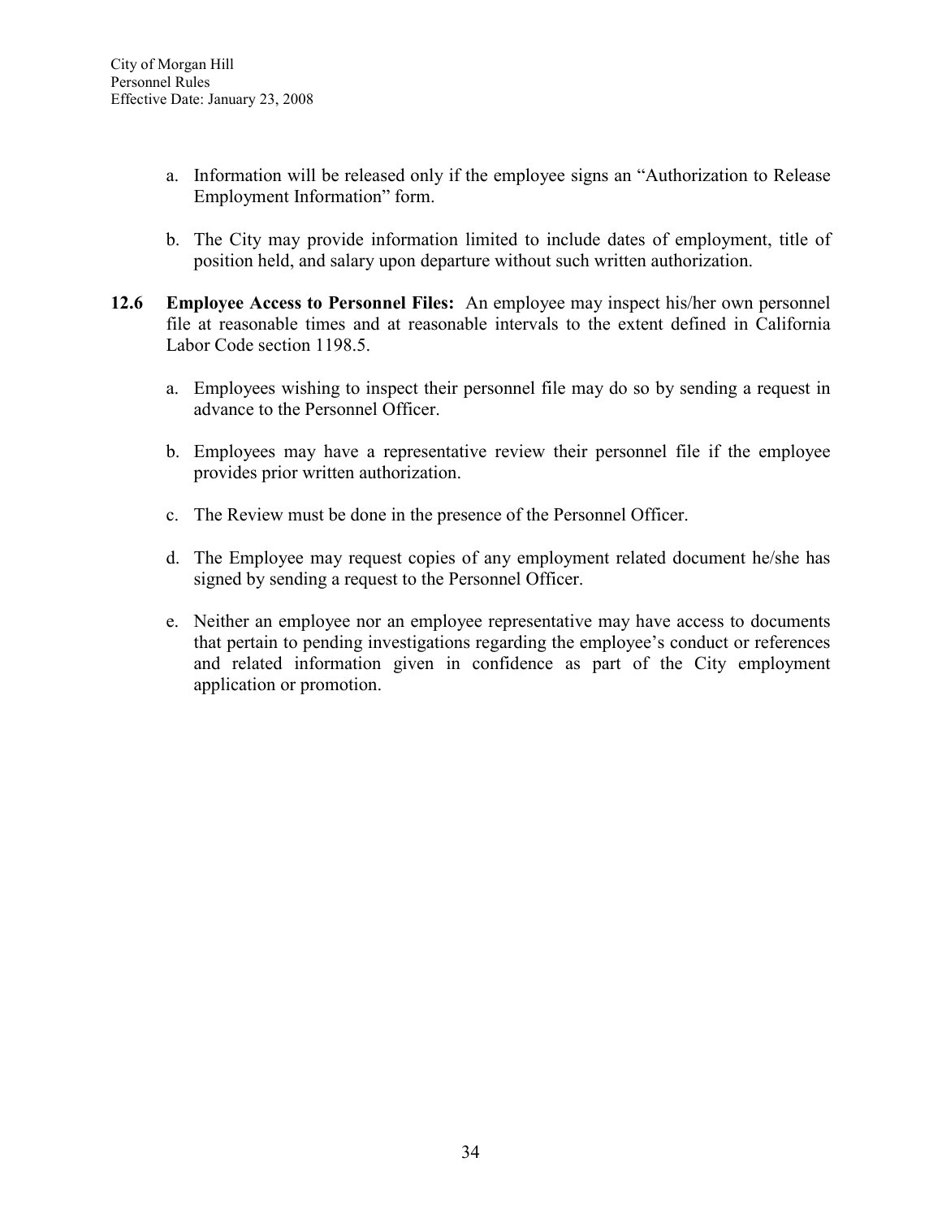a. Information will be released only if the employee signs an "Authorization to Release Employment Information" form.

b. The City may provide information limited to include dates of employment, title of position held, and salary upon departure without such written authorization.

**12.6 Employee Access to Personnel Files:** An employee may inspect his/her own personnel file at reasonable times and at reasonable intervals to the extent defined in California Labor Code section 1198.5.

a. Employees wishing to inspect their personnel file may do so by sending a request in advance to the Personnel Officer.

b. Employees may have a representative review their personnel file if the employee provides prior written authorization.

c. The Review must be done in the presence of the Personnel Officer.

d. The Employee may request copies of any employment related document he/she has signed by sending a request to the Personnel Officer.

e. Neither an employee nor an employee representative may have access to documents that pertain to pending investigations regarding the employee's conduct or references and related information given in confidence as part of the City employment application or promotion.